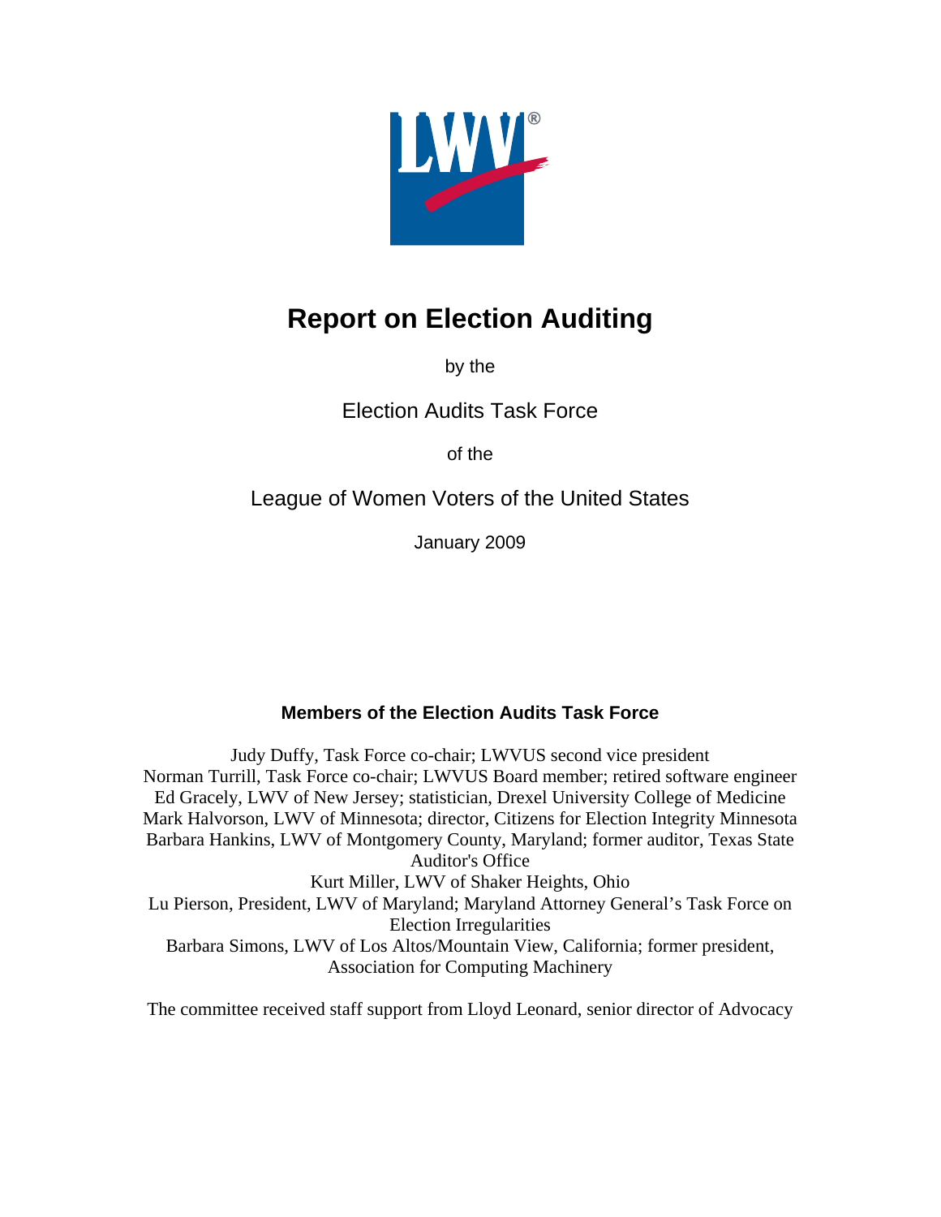# Report on Election Auditing

by the

Election Audits Task Force

of the

League of Women Voters of the United States

January 2009

### Members of the Election Audits Task Force

Judy Duffy, Task Force co-chair; LWVUS second vice president
Norman Turrill, Task Force co-chair; LWVUS Board member; retired software engineer
Ed Gracely, LWV of New Jersey; statistician, Drexel University College of Medicine
Mark Halvorson, LWV of Minnesota; director, Citizens for Election Integrity Minnesota
Barbara Hankins, LWV of Montgomery County, Maryland; former auditor, Texas State Auditor's Office
Kurt Miller, LWV of Shaker Heights, Ohio
Lu Pierson, President, LWV of Maryland; Maryland Attorney General's Task Force on Election Irregularities
Barbara Simons, LWV of Los Altos/Mountain View, California; former president, Association for Computing Machinery

The committee received staff support from Lloyd Leonard, senior director of Advocacy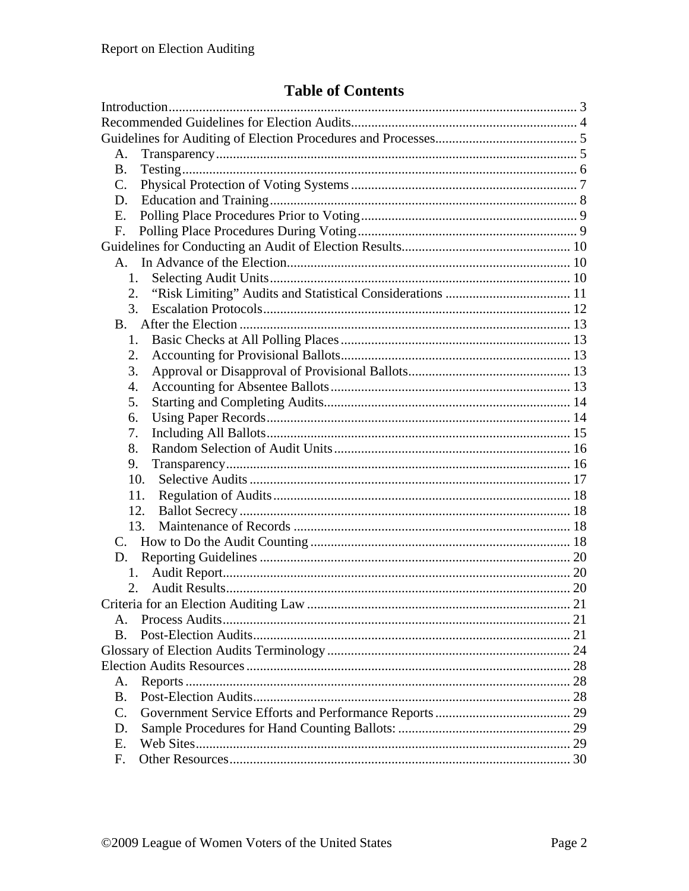# Table of Contents

Introduction ... 3
Recommended Guidelines for Election Audits ... 4
Guidelines for Auditing of Election Procedures and Processes ... 5
  A. Transparency ... 5
  B. Testing ... 6
  C. Physical Protection of Voting Systems ... 7
  D. Education and Training ... 8
  E. Polling Place Procedures Prior to Voting ... 9
  F. Polling Place Procedures During Voting ... 9
Guidelines for Conducting an Audit of Election Results ... 10
  A. In Advance of the Election ... 10
    1. Selecting Audit Units ... 10
    2. "Risk Limiting" Audits and Statistical Considerations ... 11
    3. Escalation Protocols ... 12
  B. After the Election ... 13
    1. Basic Checks at All Polling Places ... 13
    2. Accounting for Provisional Ballots ... 13
    3. Approval or Disapproval of Provisional Ballots ... 13
    4. Accounting for Absentee Ballots ... 13
    5. Starting and Completing Audits ... 14
    6. Using Paper Records ... 14
    7. Including All Ballots ... 15
    8. Random Selection of Audit Units ... 16
    9. Transparency ... 16
    10. Selective Audits ... 17
    11. Regulation of Audits ... 18
    12. Ballot Secrecy ... 18
    13. Maintenance of Records ... 18
  C. How to Do the Audit Counting ... 18
  D. Reporting Guidelines ... 20
    1. Audit Report ... 20
    2. Audit Results ... 20
Criteria for an Election Auditing Law ... 21
  A. Process Audits ... 21
  B. Post-Election Audits ... 21
Glossary of Election Audits Terminology ... 24
Election Audits Resources ... 28
  A. Reports ... 28
  B. Post-Election Audits ... 28
  C. Government Service Efforts and Performance Reports ... 29
  D. Sample Procedures for Hand Counting Ballots: ... 29
  E. Web Sites ... 29
  F. Other Resources ... 30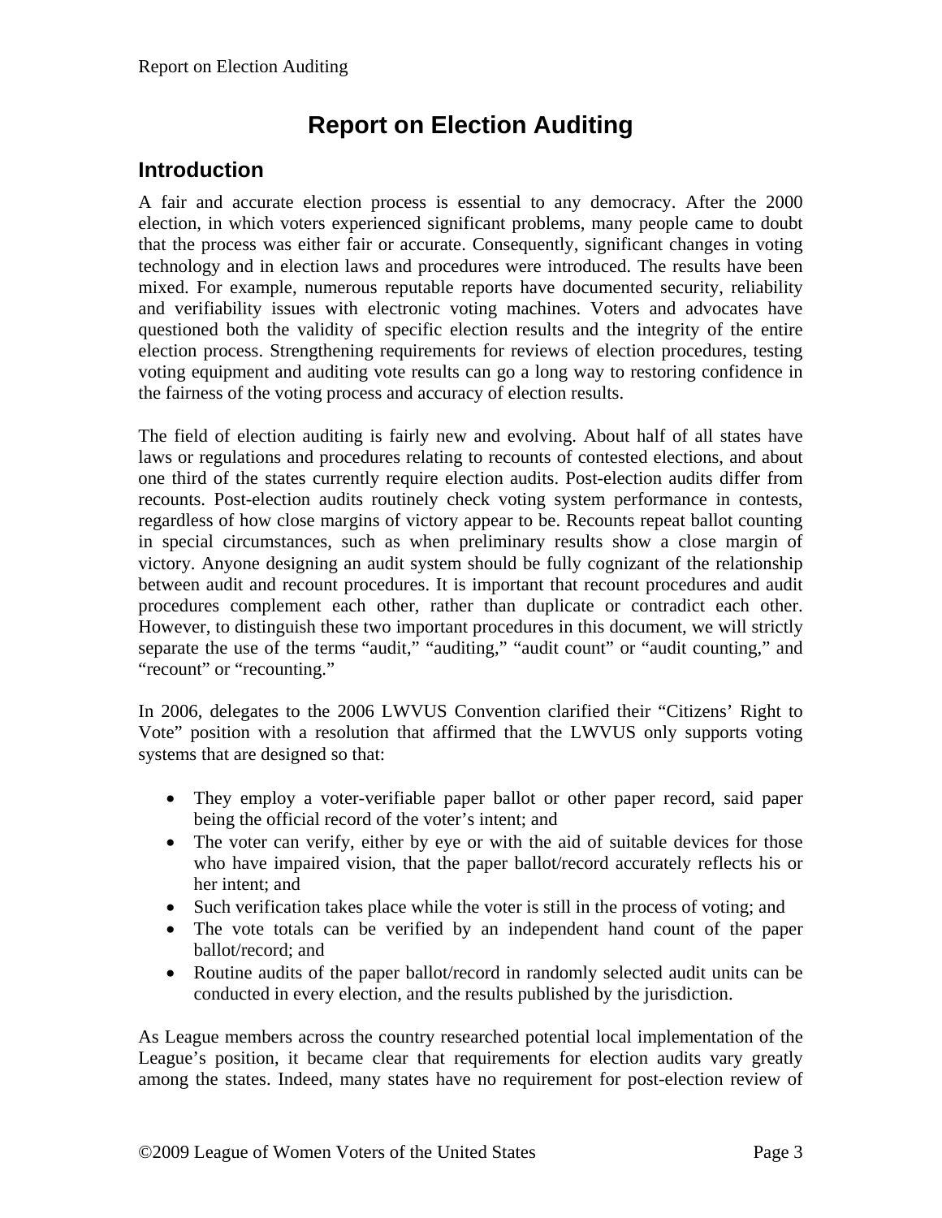# Report on Election Auditing

## Introduction

A fair and accurate election process is essential to any democracy. After the 2000 election, in which voters experienced significant problems, many people came to doubt that the process was either fair or accurate. Consequently, significant changes in voting technology and in election laws and procedures were introduced. The results have been mixed. For example, numerous reputable reports have documented security, reliability and verifiability issues with electronic voting machines. Voters and advocates have questioned both the validity of specific election results and the integrity of the entire election process. Strengthening requirements for reviews of election procedures, testing voting equipment and auditing vote results can go a long way to restoring confidence in the fairness of the voting process and accuracy of election results.

The field of election auditing is fairly new and evolving. About half of all states have laws or regulations and procedures relating to recounts of contested elections, and about one third of the states currently require election audits. Post-election audits differ from recounts. Post-election audits routinely check voting system performance in contests, regardless of how close margins of victory appear to be. Recounts repeat ballot counting in special circumstances, such as when preliminary results show a close margin of victory. Anyone designing an audit system should be fully cognizant of the relationship between audit and recount procedures. It is important that recount procedures and audit procedures complement each other, rather than duplicate or contradict each other. However, to distinguish these two important procedures in this document, we will strictly separate the use of the terms "audit," "auditing," "audit count" or "audit counting," and "recount" or "recounting."

In 2006, delegates to the 2006 LWVUS Convention clarified their "Citizens' Right to Vote" position with a resolution that affirmed that the LWVUS only supports voting systems that are designed so that:

- They employ a voter-verifiable paper ballot or other paper record, said paper being the official record of the voter's intent; and
- The voter can verify, either by eye or with the aid of suitable devices for those who have impaired vision, that the paper ballot/record accurately reflects his or her intent; and
- Such verification takes place while the voter is still in the process of voting; and
- The vote totals can be verified by an independent hand count of the paper ballot/record; and
- Routine audits of the paper ballot/record in randomly selected audit units can be conducted in every election, and the results published by the jurisdiction.

As League members across the country researched potential local implementation of the League's position, it became clear that requirements for election audits vary greatly among the states. Indeed, many states have no requirement for post-election review of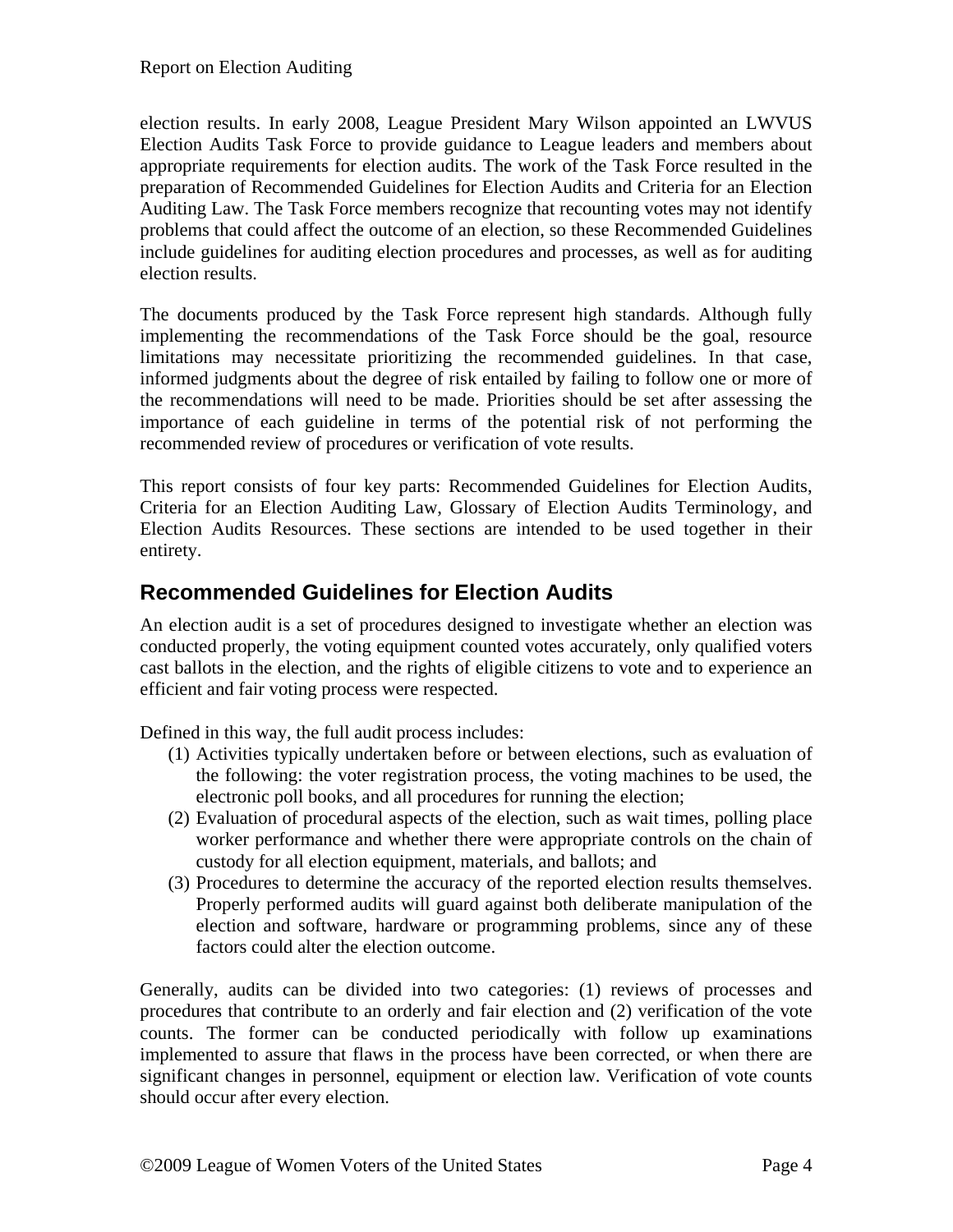election results. In early 2008, League President Mary Wilson appointed an LWVUS Election Audits Task Force to provide guidance to League leaders and members about appropriate requirements for election audits. The work of the Task Force resulted in the preparation of Recommended Guidelines for Election Audits and Criteria for an Election Auditing Law. The Task Force members recognize that recounting votes may not identify problems that could affect the outcome of an election, so these Recommended Guidelines include guidelines for auditing election procedures and processes, as well as for auditing election results.

The documents produced by the Task Force represent high standards. Although fully implementing the recommendations of the Task Force should be the goal, resource limitations may necessitate prioritizing the recommended guidelines. In that case, informed judgments about the degree of risk entailed by failing to follow one or more of the recommendations will need to be made. Priorities should be set after assessing the importance of each guideline in terms of the potential risk of not performing the recommended review of procedures or verification of vote results.

This report consists of four key parts: Recommended Guidelines for Election Audits, Criteria for an Election Auditing Law, Glossary of Election Audits Terminology, and Election Audits Resources. These sections are intended to be used together in their entirety.

## Recommended Guidelines for Election Audits

An election audit is a set of procedures designed to investigate whether an election was conducted properly, the voting equipment counted votes accurately, only qualified voters cast ballots in the election, and the rights of eligible citizens to vote and to experience an efficient and fair voting process were respected.

Defined in this way, the full audit process includes:

(1) Activities typically undertaken before or between elections, such as evaluation of the following: the voter registration process, the voting machines to be used, the electronic poll books, and all procedures for running the election;

(2) Evaluation of procedural aspects of the election, such as wait times, polling place worker performance and whether there were appropriate controls on the chain of custody for all election equipment, materials, and ballots; and

(3) Procedures to determine the accuracy of the reported election results themselves. Properly performed audits will guard against both deliberate manipulation of the election and software, hardware or programming problems, since any of these factors could alter the election outcome.

Generally, audits can be divided into two categories: (1) reviews of processes and procedures that contribute to an orderly and fair election and (2) verification of the vote counts. The former can be conducted periodically with follow up examinations implemented to assure that flaws in the process have been corrected, or when there are significant changes in personnel, equipment or election law. Verification of vote counts should occur after every election.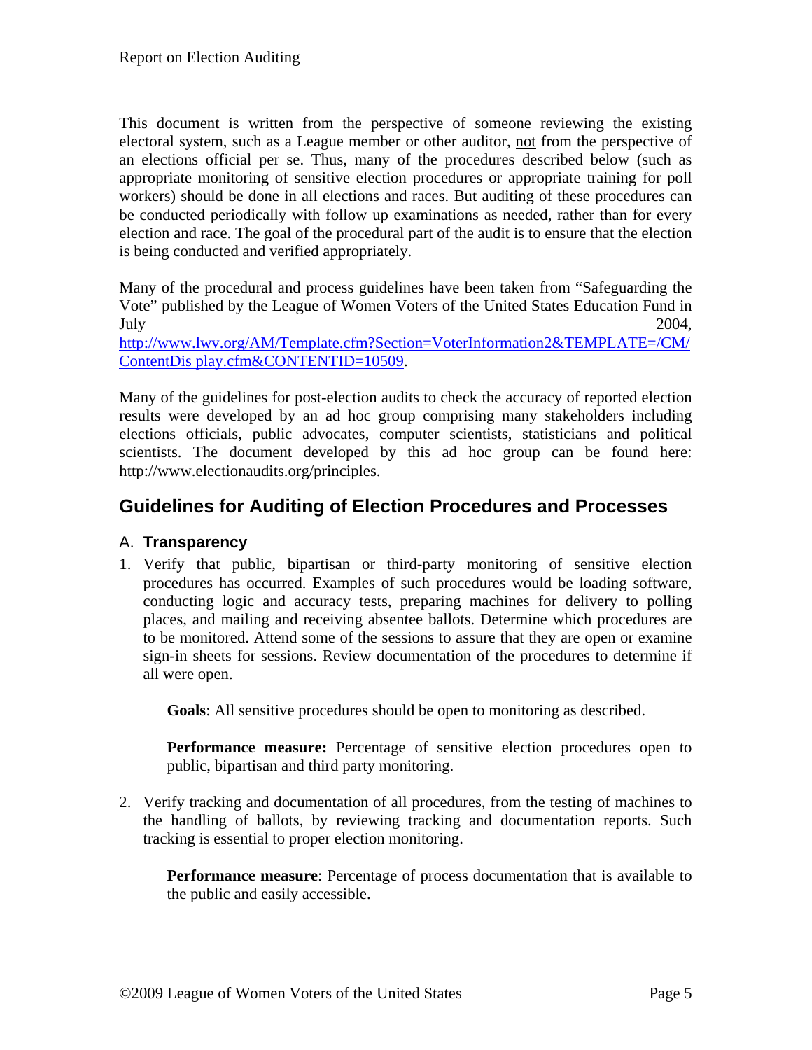This document is written from the perspective of someone reviewing the existing electoral system, such as a League member or other auditor, not from the perspective of an elections official per se. Thus, many of the procedures described below (such as appropriate monitoring of sensitive election procedures or appropriate training for poll workers) should be done in all elections and races. But auditing of these procedures can be conducted periodically with follow up examinations as needed, rather than for every election and race. The goal of the procedural part of the audit is to ensure that the election is being conducted and verified appropriately.

Many of the procedural and process guidelines have been taken from "Safeguarding the Vote" published by the League of Women Voters of the United States Education Fund in July 2004, http://www.lwv.org/AM/Template.cfm?Section=VoterInformation2&TEMPLATE=/CM/ContentDis play.cfm&CONTENTID=10509.

Many of the guidelines for post-election audits to check the accuracy of reported election results were developed by an ad hoc group comprising many stakeholders including elections officials, public advocates, computer scientists, statisticians and political scientists. The document developed by this ad hoc group can be found here: http://www.electionaudits.org/principles.

## Guidelines for Auditing of Election Procedures and Processes

### A. Transparency

1. Verify that public, bipartisan or third-party monitoring of sensitive election procedures has occurred. Examples of such procedures would be loading software, conducting logic and accuracy tests, preparing machines for delivery to polling places, and mailing and receiving absentee ballots. Determine which procedures are to be monitored. Attend some of the sessions to assure that they are open or examine sign-in sheets for sessions. Review documentation of the procedures to determine if all were open.

   **Goals**: All sensitive procedures should be open to monitoring as described.

   **Performance measure:** Percentage of sensitive election procedures open to public, bipartisan and third party monitoring.

2. Verify tracking and documentation of all procedures, from the testing of machines to the handling of ballots, by reviewing tracking and documentation reports. Such tracking is essential to proper election monitoring.

   **Performance measure**: Percentage of process documentation that is available to the public and easily accessible.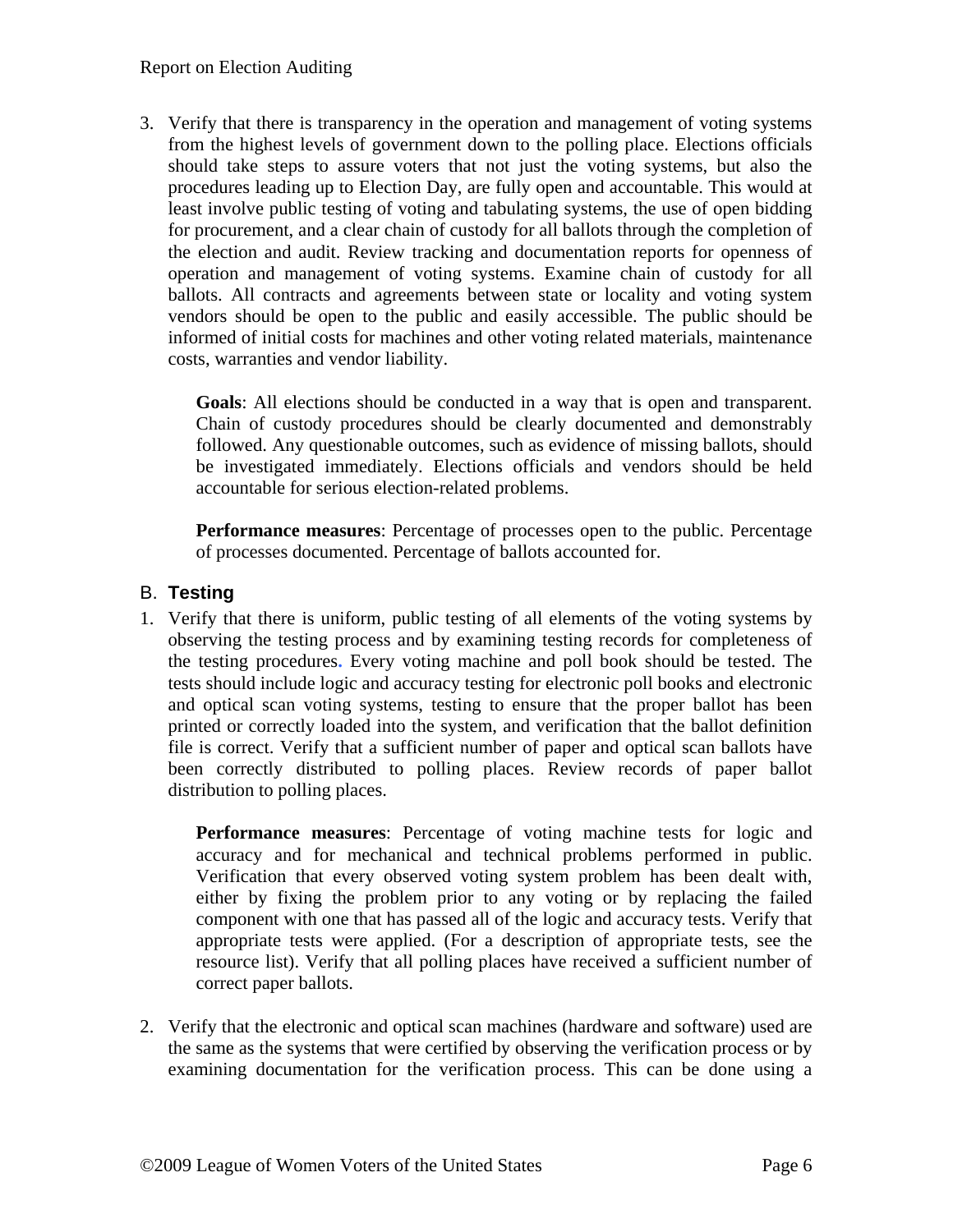3. Verify that there is transparency in the operation and management of voting systems from the highest levels of government down to the polling place. Elections officials should take steps to assure voters that not just the voting systems, but also the procedures leading up to Election Day, are fully open and accountable. This would at least involve public testing of voting and tabulating systems, the use of open bidding for procurement, and a clear chain of custody for all ballots through the completion of the election and audit. Review tracking and documentation reports for openness of operation and management of voting systems. Examine chain of custody for all ballots. All contracts and agreements between state or locality and voting system vendors should be open to the public and easily accessible. The public should be informed of initial costs for machines and other voting related materials, maintenance costs, warranties and vendor liability.

   **Goals**: All elections should be conducted in a way that is open and transparent. Chain of custody procedures should be clearly documented and demonstrably followed. Any questionable outcomes, such as evidence of missing ballots, should be investigated immediately. Elections officials and vendors should be held accountable for serious election-related problems.

   **Performance measures**: Percentage of processes open to the public. Percentage of processes documented. Percentage of ballots accounted for.

## B. Testing

1. Verify that there is uniform, public testing of all elements of the voting systems by observing the testing process and by examining testing records for completeness of the testing procedures. Every voting machine and poll book should be tested. The tests should include logic and accuracy testing for electronic poll books and electronic and optical scan voting systems, testing to ensure that the proper ballot has been printed or correctly loaded into the system, and verification that the ballot definition file is correct. Verify that a sufficient number of paper and optical scan ballots have been correctly distributed to polling places. Review records of paper ballot distribution to polling places.

   **Performance measures**: Percentage of voting machine tests for logic and accuracy and for mechanical and technical problems performed in public. Verification that every observed voting system problem has been dealt with, either by fixing the problem prior to any voting or by replacing the failed component with one that has passed all of the logic and accuracy tests. Verify that appropriate tests were applied. (For a description of appropriate tests, see the resource list). Verify that all polling places have received a sufficient number of correct paper ballots.

2. Verify that the electronic and optical scan machines (hardware and software) used are the same as the systems that were certified by observing the verification process or by examining documentation for the verification process. This can be done using a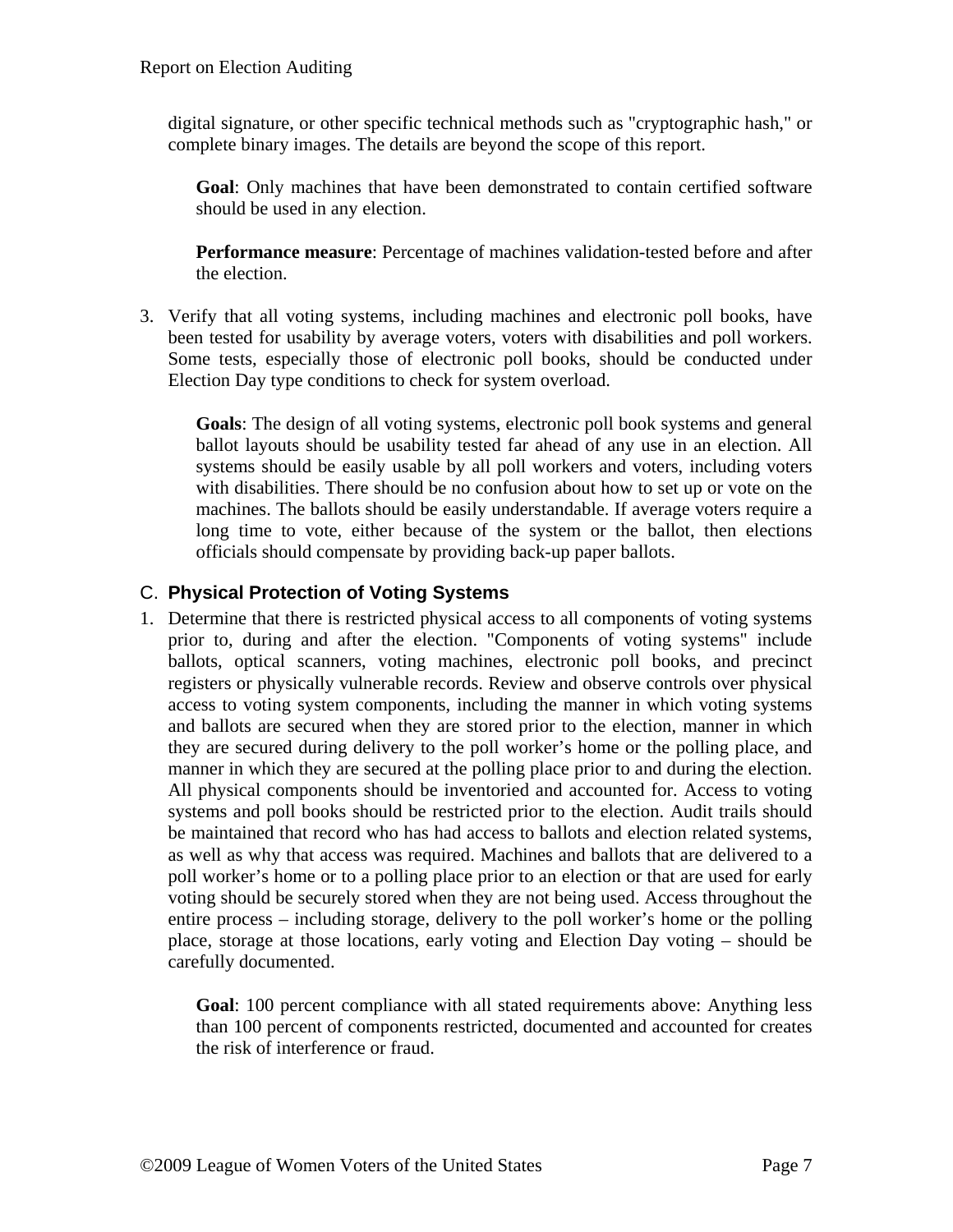digital signature, or other specific technical methods such as "cryptographic hash," or complete binary images. The details are beyond the scope of this report.

> **Goal**: Only machines that have been demonstrated to contain certified software should be used in any election.
>
> **Performance measure**: Percentage of machines validation-tested before and after the election.

3. Verify that all voting systems, including machines and electronic poll books, have been tested for usability by average voters, voters with disabilities and poll workers. Some tests, especially those of electronic poll books, should be conducted under Election Day type conditions to check for system overload.

   > **Goals**: The design of all voting systems, electronic poll book systems and general ballot layouts should be usability tested far ahead of any use in an election. All systems should be easily usable by all poll workers and voters, including voters with disabilities. There should be no confusion about how to set up or vote on the machines. The ballots should be easily understandable. If average voters require a long time to vote, either because of the system or the ballot, then elections officials should compensate by providing back-up paper ballots.

## C. Physical Protection of Voting Systems

1. Determine that there is restricted physical access to all components of voting systems prior to, during and after the election. "Components of voting systems" include ballots, optical scanners, voting machines, electronic poll books, and precinct registers or physically vulnerable records. Review and observe controls over physical access to voting system components, including the manner in which voting systems and ballots are secured when they are stored prior to the election, manner in which they are secured during delivery to the poll worker's home or the polling place, and manner in which they are secured at the polling place prior to and during the election. All physical components should be inventoried and accounted for. Access to voting systems and poll books should be restricted prior to the election. Audit trails should be maintained that record who has had access to ballots and election related systems, as well as why that access was required. Machines and ballots that are delivered to a poll worker's home or to a polling place prior to an election or that are used for early voting should be securely stored when they are not being used. Access throughout the entire process – including storage, delivery to the poll worker's home or the polling place, storage at those locations, early voting and Election Day voting – should be carefully documented.

   > **Goal**: 100 percent compliance with all stated requirements above: Anything less than 100 percent of components restricted, documented and accounted for creates the risk of interference or fraud.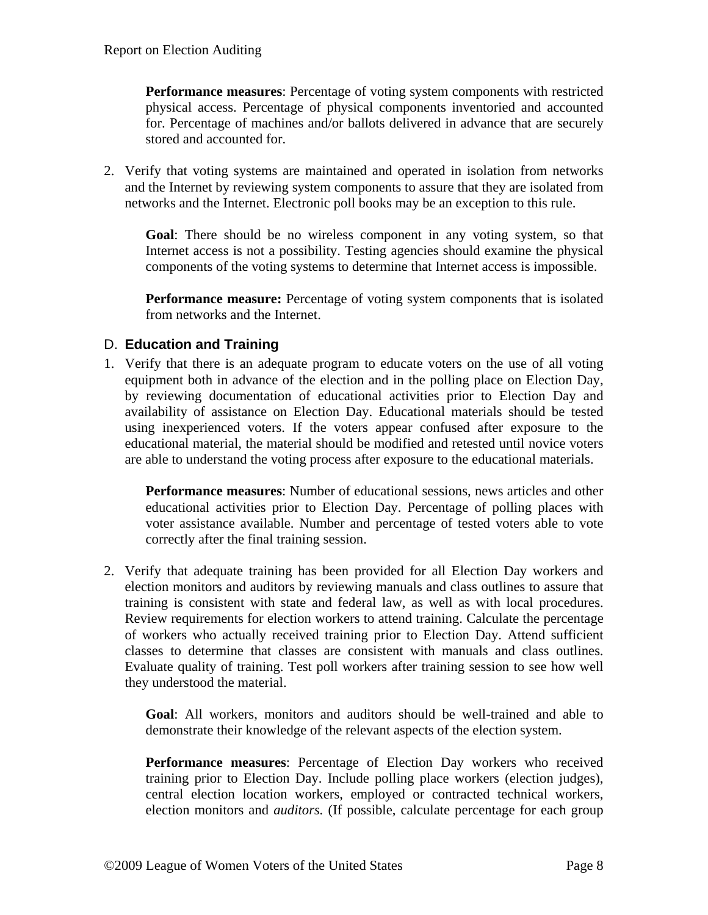**Performance measures**: Percentage of voting system components with restricted physical access. Percentage of physical components inventoried and accounted for. Percentage of machines and/or ballots delivered in advance that are securely stored and accounted for.

2. Verify that voting systems are maintained and operated in isolation from networks and the Internet by reviewing system components to assure that they are isolated from networks and the Internet. Electronic poll books may be an exception to this rule.

   **Goal**: There should be no wireless component in any voting system, so that Internet access is not a possibility. Testing agencies should examine the physical components of the voting systems to determine that Internet access is impossible.

   **Performance measure:** Percentage of voting system components that is isolated from networks and the Internet.

### D. Education and Training

1. Verify that there is an adequate program to educate voters on the use of all voting equipment both in advance of the election and in the polling place on Election Day, by reviewing documentation of educational activities prior to Election Day and availability of assistance on Election Day. Educational materials should be tested using inexperienced voters. If the voters appear confused after exposure to the educational material, the material should be modified and retested until novice voters are able to understand the voting process after exposure to the educational materials.

   **Performance measures**: Number of educational sessions, news articles and other educational activities prior to Election Day. Percentage of polling places with voter assistance available. Number and percentage of tested voters able to vote correctly after the final training session.

2. Verify that adequate training has been provided for all Election Day workers and election monitors and auditors by reviewing manuals and class outlines to assure that training is consistent with state and federal law, as well as with local procedures. Review requirements for election workers to attend training. Calculate the percentage of workers who actually received training prior to Election Day. Attend sufficient classes to determine that classes are consistent with manuals and class outlines. Evaluate quality of training. Test poll workers after training session to see how well they understood the material.

   **Goal**: All workers, monitors and auditors should be well-trained and able to demonstrate their knowledge of the relevant aspects of the election system.

   **Performance measures**: Percentage of Election Day workers who received training prior to Election Day. Include polling place workers (election judges), central election location workers, employed or contracted technical workers, election monitors and *auditors.* (If possible, calculate percentage for each group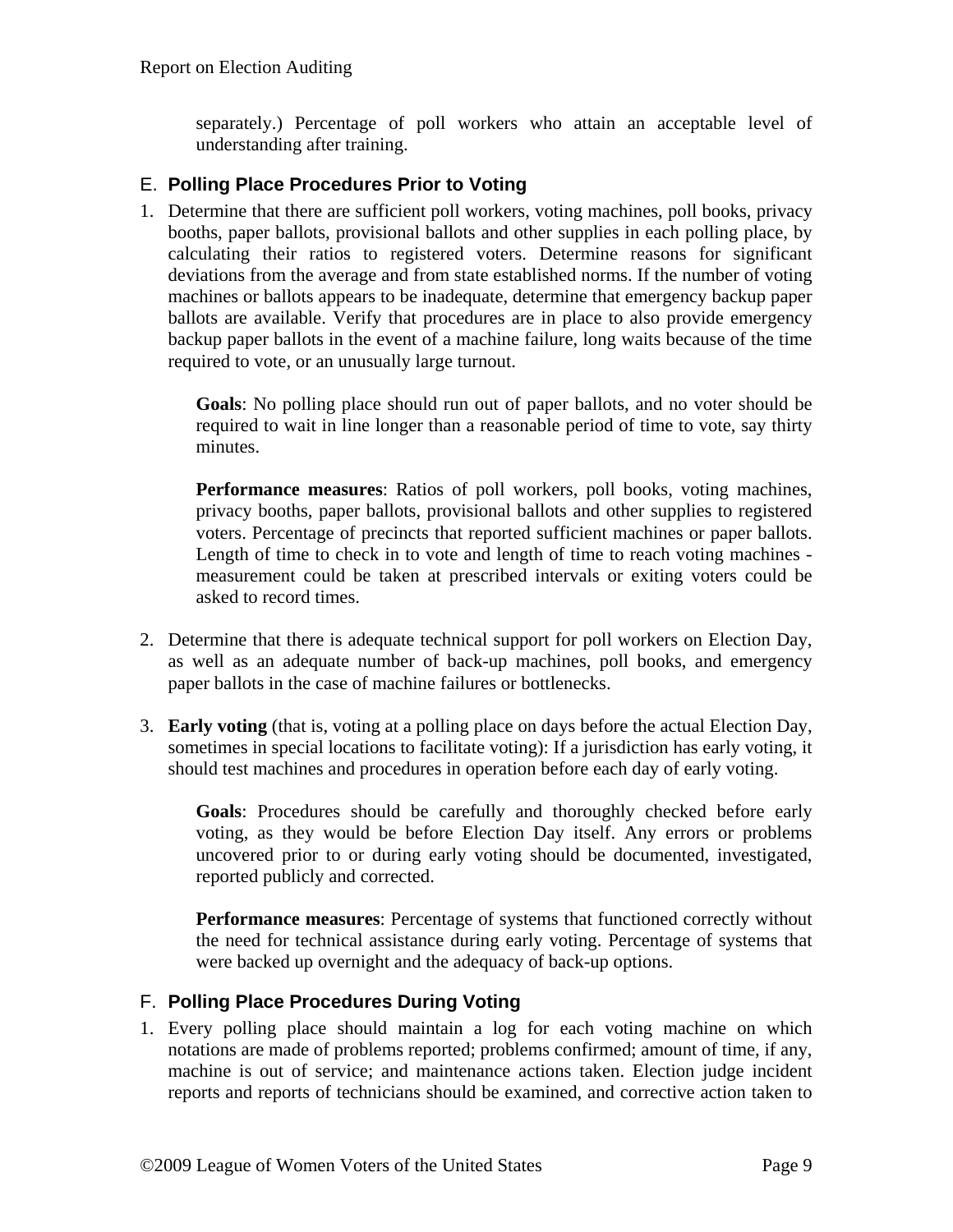separately.) Percentage of poll workers who attain an acceptable level of understanding after training.

### E. Polling Place Procedures Prior to Voting

1. Determine that there are sufficient poll workers, voting machines, poll books, privacy booths, paper ballots, provisional ballots and other supplies in each polling place, by calculating their ratios to registered voters. Determine reasons for significant deviations from the average and from state established norms. If the number of voting machines or ballots appears to be inadequate, determine that emergency backup paper ballots are available. Verify that procedures are in place to also provide emergency backup paper ballots in the event of a machine failure, long waits because of the time required to vote, or an unusually large turnout.

   **Goals**: No polling place should run out of paper ballots, and no voter should be required to wait in line longer than a reasonable period of time to vote, say thirty minutes.

   **Performance measures**: Ratios of poll workers, poll books, voting machines, privacy booths, paper ballots, provisional ballots and other supplies to registered voters. Percentage of precincts that reported sufficient machines or paper ballots. Length of time to check in to vote and length of time to reach voting machines - measurement could be taken at prescribed intervals or exiting voters could be asked to record times.

2. Determine that there is adequate technical support for poll workers on Election Day, as well as an adequate number of back-up machines, poll books, and emergency paper ballots in the case of machine failures or bottlenecks.

3. **Early voting** (that is, voting at a polling place on days before the actual Election Day, sometimes in special locations to facilitate voting): If a jurisdiction has early voting, it should test machines and procedures in operation before each day of early voting.

   **Goals**: Procedures should be carefully and thoroughly checked before early voting, as they would be before Election Day itself. Any errors or problems uncovered prior to or during early voting should be documented, investigated, reported publicly and corrected.

   **Performance measures**: Percentage of systems that functioned correctly without the need for technical assistance during early voting. Percentage of systems that were backed up overnight and the adequacy of back-up options.

### F. Polling Place Procedures During Voting

1. Every polling place should maintain a log for each voting machine on which notations are made of problems reported; problems confirmed; amount of time, if any, machine is out of service; and maintenance actions taken. Election judge incident reports and reports of technicians should be examined, and corrective action taken to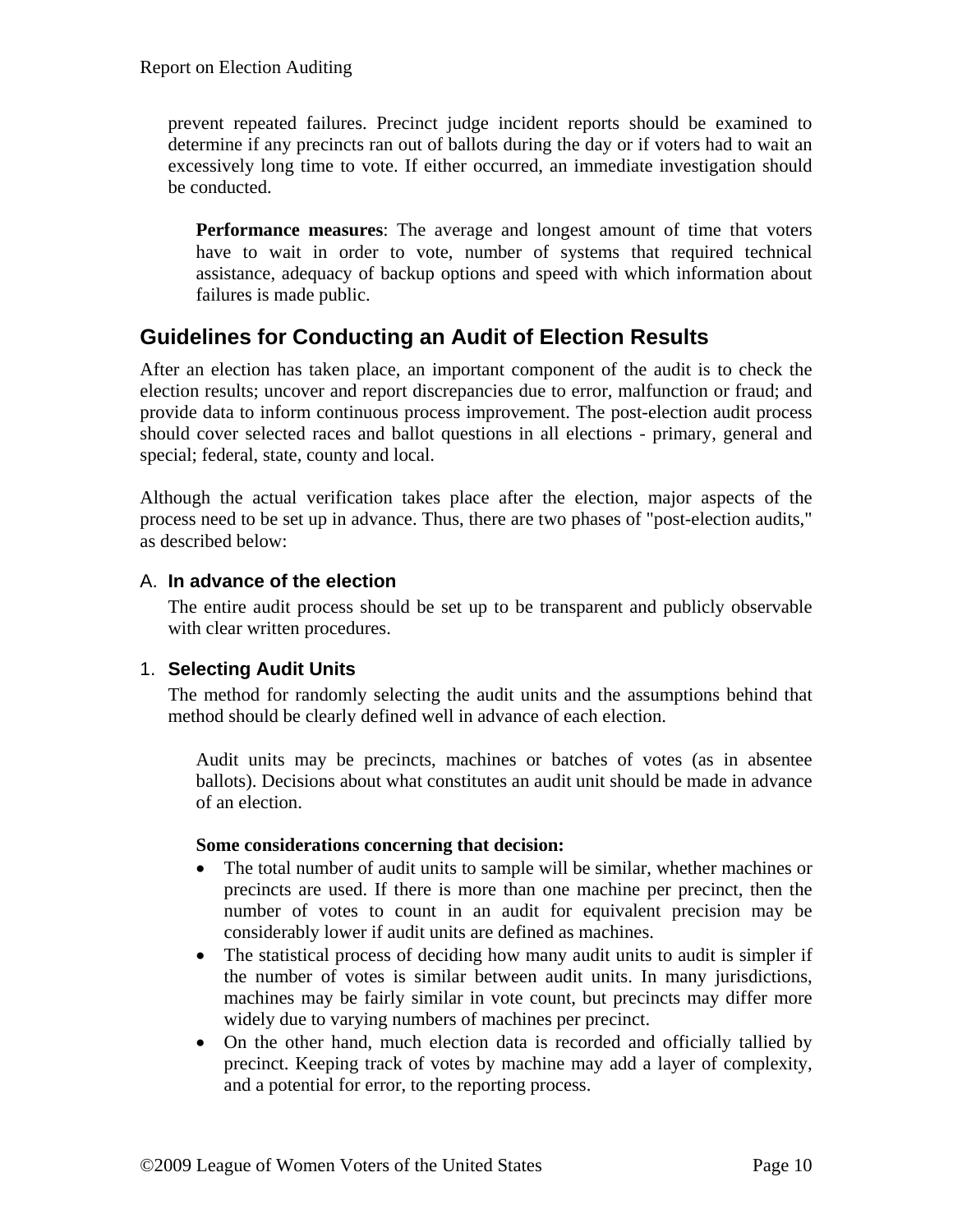prevent repeated failures. Precinct judge incident reports should be examined to determine if any precincts ran out of ballots during the day or if voters had to wait an excessively long time to vote. If either occurred, an immediate investigation should be conducted.

**Performance measures**: The average and longest amount of time that voters have to wait in order to vote, number of systems that required technical assistance, adequacy of backup options and speed with which information about failures is made public.

## Guidelines for Conducting an Audit of Election Results

After an election has taken place, an important component of the audit is to check the election results; uncover and report discrepancies due to error, malfunction or fraud; and provide data to inform continuous process improvement. The post-election audit process should cover selected races and ballot questions in all elections - primary, general and special; federal, state, county and local.

Although the actual verification takes place after the election, major aspects of the process need to be set up in advance. Thus, there are two phases of "post-election audits," as described below:

### A. In advance of the election

The entire audit process should be set up to be transparent and publicly observable with clear written procedures.

### 1. Selecting Audit Units

The method for randomly selecting the audit units and the assumptions behind that method should be clearly defined well in advance of each election.

Audit units may be precincts, machines or batches of votes (as in absentee ballots). Decisions about what constitutes an audit unit should be made in advance of an election.

**Some considerations concerning that decision:**

- The total number of audit units to sample will be similar, whether machines or precincts are used. If there is more than one machine per precinct, then the number of votes to count in an audit for equivalent precision may be considerably lower if audit units are defined as machines.
- The statistical process of deciding how many audit units to audit is simpler if the number of votes is similar between audit units. In many jurisdictions, machines may be fairly similar in vote count, but precincts may differ more widely due to varying numbers of machines per precinct.
- On the other hand, much election data is recorded and officially tallied by precinct. Keeping track of votes by machine may add a layer of complexity, and a potential for error, to the reporting process.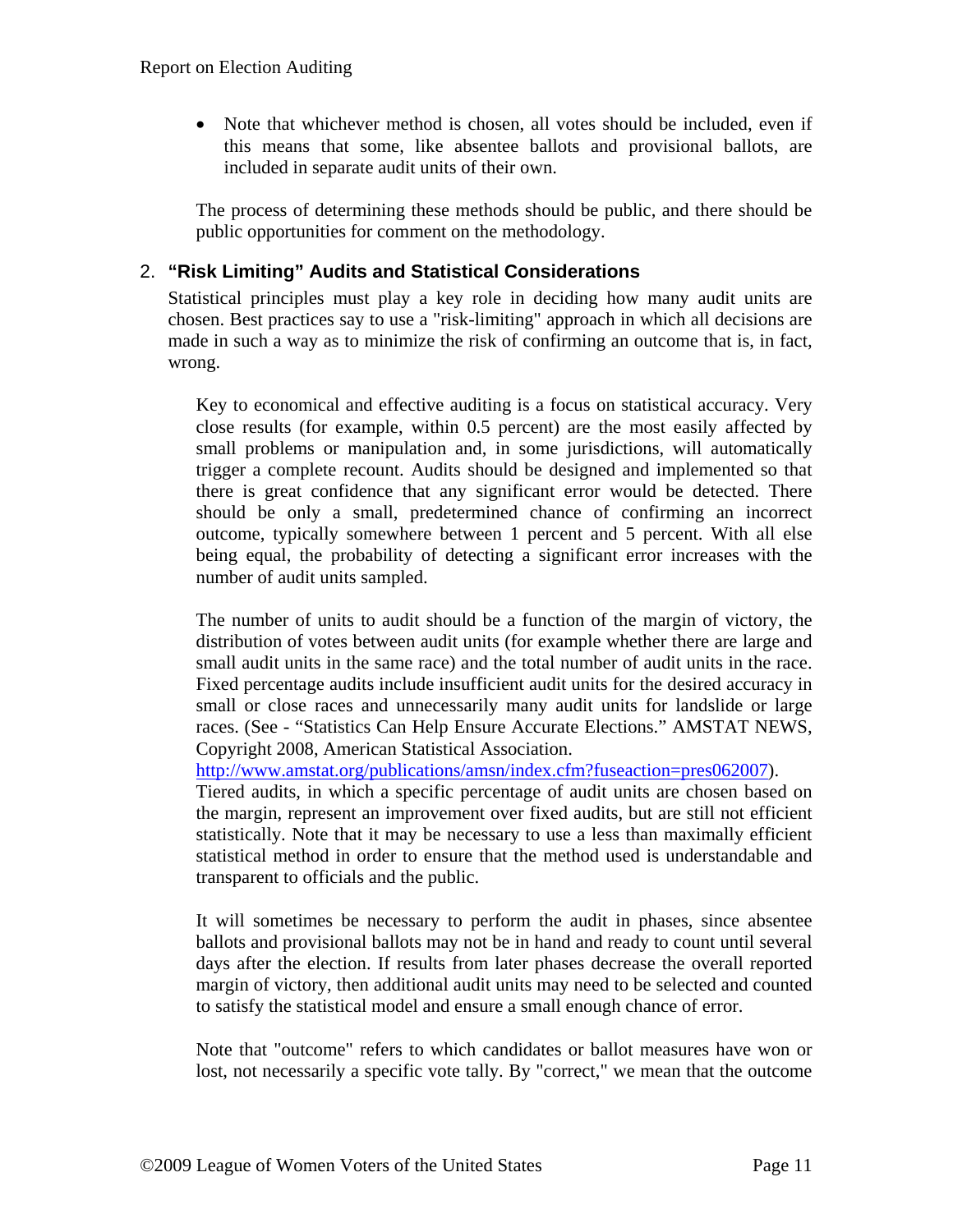- Note that whichever method is chosen, all votes should be included, even if this means that some, like absentee ballots and provisional ballots, are included in separate audit units of their own.

The process of determining these methods should be public, and there should be public opportunities for comment on the methodology.

## 2. "Risk Limiting" Audits and Statistical Considerations

Statistical principles must play a key role in deciding how many audit units are chosen. Best practices say to use a "risk-limiting" approach in which all decisions are made in such a way as to minimize the risk of confirming an outcome that is, in fact, wrong.

Key to economical and effective auditing is a focus on statistical accuracy. Very close results (for example, within 0.5 percent) are the most easily affected by small problems or manipulation and, in some jurisdictions, will automatically trigger a complete recount. Audits should be designed and implemented so that there is great confidence that any significant error would be detected. There should be only a small, predetermined chance of confirming an incorrect outcome, typically somewhere between 1 percent and 5 percent. With all else being equal, the probability of detecting a significant error increases with the number of audit units sampled.

The number of units to audit should be a function of the margin of victory, the distribution of votes between audit units (for example whether there are large and small audit units in the same race) and the total number of audit units in the race. Fixed percentage audits include insufficient audit units for the desired accuracy in small or close races and unnecessarily many audit units for landslide or large races. (See - "Statistics Can Help Ensure Accurate Elections." AMSTAT NEWS, Copyright 2008, American Statistical Association. [http://www.amstat.org/publications/amsn/index.cfm?fuseaction=pres062007](http://www.amstat.org/publications/amsn/index.cfm?fuseaction=pres062007)). Tiered audits, in which a specific percentage of audit units are chosen based on the margin, represent an improvement over fixed audits, but are still not efficient statistically. Note that it may be necessary to use a less than maximally efficient statistical method in order to ensure that the method used is understandable and transparent to officials and the public.

It will sometimes be necessary to perform the audit in phases, since absentee ballots and provisional ballots may not be in hand and ready to count until several days after the election. If results from later phases decrease the overall reported margin of victory, then additional audit units may need to be selected and counted to satisfy the statistical model and ensure a small enough chance of error.

Note that "outcome" refers to which candidates or ballot measures have won or lost, not necessarily a specific vote tally. By "correct," we mean that the outcome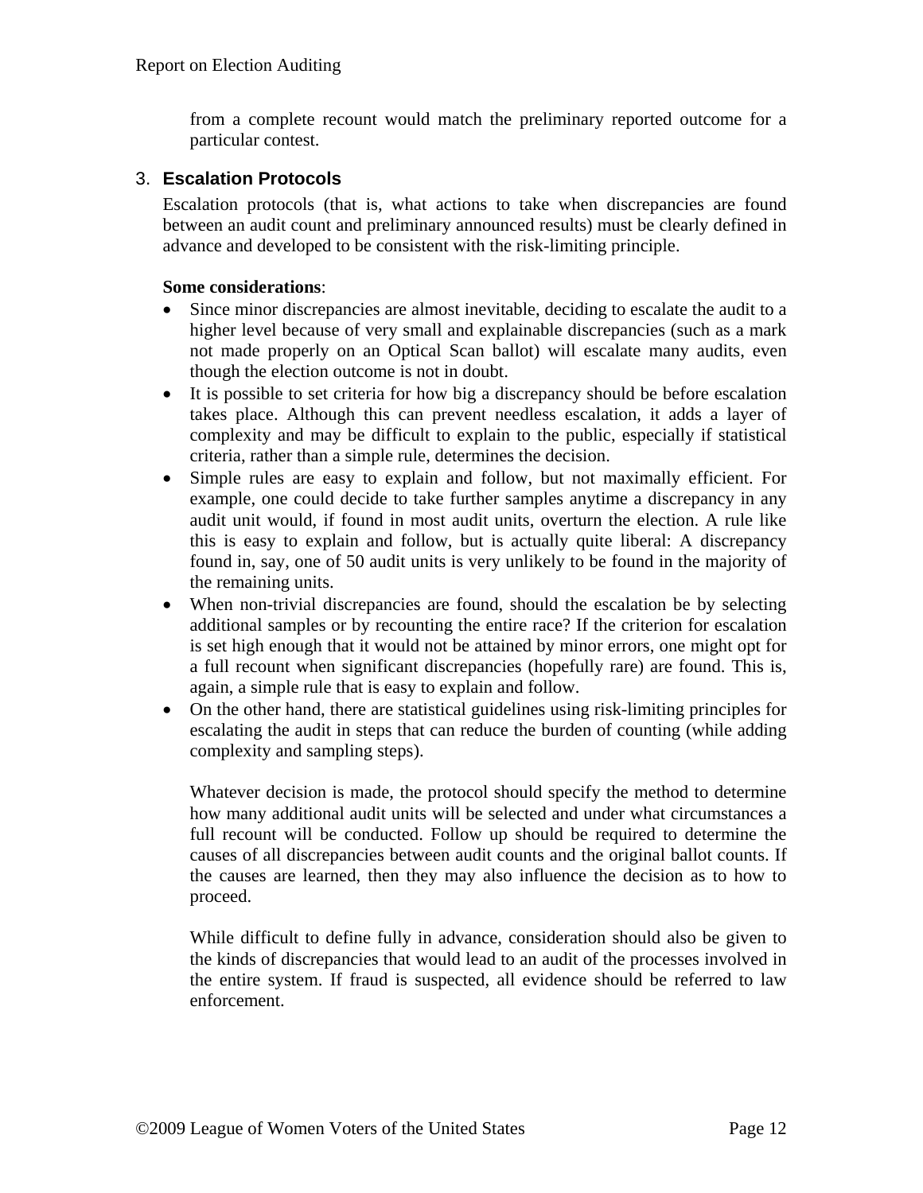from a complete recount would match the preliminary reported outcome for a particular contest.

### 3. Escalation Protocols

Escalation protocols (that is, what actions to take when discrepancies are found between an audit count and preliminary announced results) must be clearly defined in advance and developed to be consistent with the risk-limiting principle.

**Some considerations**:

- Since minor discrepancies are almost inevitable, deciding to escalate the audit to a higher level because of very small and explainable discrepancies (such as a mark not made properly on an Optical Scan ballot) will escalate many audits, even though the election outcome is not in doubt.
- It is possible to set criteria for how big a discrepancy should be before escalation takes place. Although this can prevent needless escalation, it adds a layer of complexity and may be difficult to explain to the public, especially if statistical criteria, rather than a simple rule, determines the decision.
- Simple rules are easy to explain and follow, but not maximally efficient. For example, one could decide to take further samples anytime a discrepancy in any audit unit would, if found in most audit units, overturn the election. A rule like this is easy to explain and follow, but is actually quite liberal: A discrepancy found in, say, one of 50 audit units is very unlikely to be found in the majority of the remaining units.
- When non-trivial discrepancies are found, should the escalation be by selecting additional samples or by recounting the entire race? If the criterion for escalation is set high enough that it would not be attained by minor errors, one might opt for a full recount when significant discrepancies (hopefully rare) are found. This is, again, a simple rule that is easy to explain and follow.
- On the other hand, there are statistical guidelines using risk-limiting principles for escalating the audit in steps that can reduce the burden of counting (while adding complexity and sampling steps).

  Whatever decision is made, the protocol should specify the method to determine how many additional audit units will be selected and under what circumstances a full recount will be conducted. Follow up should be required to determine the causes of all discrepancies between audit counts and the original ballot counts. If the causes are learned, then they may also influence the decision as to how to proceed.

  While difficult to define fully in advance, consideration should also be given to the kinds of discrepancies that would lead to an audit of the processes involved in the entire system. If fraud is suspected, all evidence should be referred to law enforcement.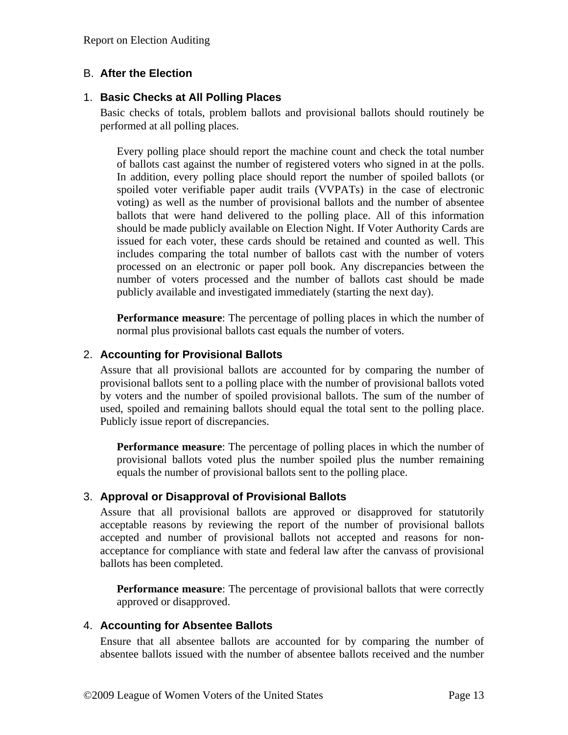## B. After the Election

### 1. Basic Checks at All Polling Places

Basic checks of totals, problem ballots and provisional ballots should routinely be performed at all polling places.

> Every polling place should report the machine count and check the total number of ballots cast against the number of registered voters who signed in at the polls. In addition, every polling place should report the number of spoiled ballots (or spoiled voter verifiable paper audit trails (VVPATs) in the case of electronic voting) as well as the number of provisional ballots and the number of absentee ballots that were hand delivered to the polling place. All of this information should be made publicly available on Election Night. If Voter Authority Cards are issued for each voter, these cards should be retained and counted as well. This includes comparing the total number of ballots cast with the number of voters processed on an electronic or paper poll book. Any discrepancies between the number of voters processed and the number of ballots cast should be made publicly available and investigated immediately (starting the next day).
>
> **Performance measure**: The percentage of polling places in which the number of normal plus provisional ballots cast equals the number of voters.

### 2. Accounting for Provisional Ballots

Assure that all provisional ballots are accounted for by comparing the number of provisional ballots sent to a polling place with the number of provisional ballots voted by voters and the number of spoiled provisional ballots. The sum of the number of used, spoiled and remaining ballots should equal the total sent to the polling place. Publicly issue report of discrepancies.

> **Performance measure**: The percentage of polling places in which the number of provisional ballots voted plus the number spoiled plus the number remaining equals the number of provisional ballots sent to the polling place.

### 3. Approval or Disapproval of Provisional Ballots

Assure that all provisional ballots are approved or disapproved for statutorily acceptable reasons by reviewing the report of the number of provisional ballots accepted and number of provisional ballots not accepted and reasons for non-acceptance for compliance with state and federal law after the canvass of provisional ballots has been completed.

> **Performance measure**: The percentage of provisional ballots that were correctly approved or disapproved.

### 4. Accounting for Absentee Ballots

Ensure that all absentee ballots are accounted for by comparing the number of absentee ballots issued with the number of absentee ballots received and the number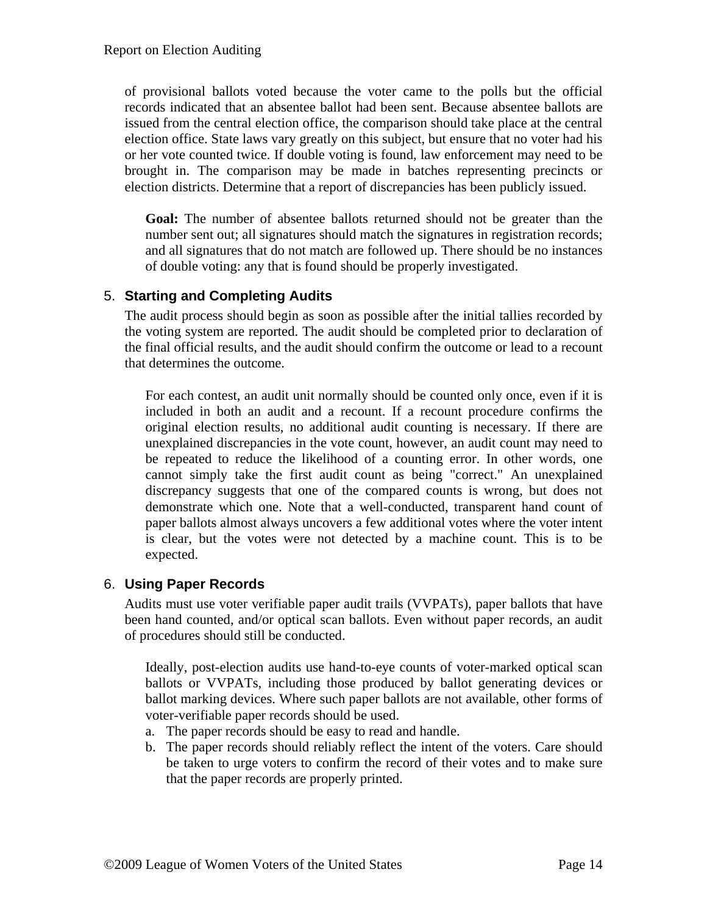of provisional ballots voted because the voter came to the polls but the official records indicated that an absentee ballot had been sent. Because absentee ballots are issued from the central election office, the comparison should take place at the central election office. State laws vary greatly on this subject, but ensure that no voter had his or her vote counted twice. If double voting is found, law enforcement may need to be brought in. The comparison may be made in batches representing precincts or election districts. Determine that a report of discrepancies has been publicly issued.

> **Goal:** The number of absentee ballots returned should not be greater than the number sent out; all signatures should match the signatures in registration records; and all signatures that do not match are followed up. There should be no instances of double voting: any that is found should be properly investigated.

## 5. Starting and Completing Audits

The audit process should begin as soon as possible after the initial tallies recorded by the voting system are reported. The audit should be completed prior to declaration of the final official results, and the audit should confirm the outcome or lead to a recount that determines the outcome.

> For each contest, an audit unit normally should be counted only once, even if it is included in both an audit and a recount. If a recount procedure confirms the original election results, no additional audit counting is necessary. If there are unexplained discrepancies in the vote count, however, an audit count may need to be repeated to reduce the likelihood of a counting error. In other words, one cannot simply take the first audit count as being "correct." An unexplained discrepancy suggests that one of the compared counts is wrong, but does not demonstrate which one. Note that a well-conducted, transparent hand count of paper ballots almost always uncovers a few additional votes where the voter intent is clear, but the votes were not detected by a machine count. This is to be expected.

## 6. Using Paper Records

Audits must use voter verifiable paper audit trails (VVPATs), paper ballots that have been hand counted, and/or optical scan ballots. Even without paper records, an audit of procedures should still be conducted.

> Ideally, post-election audits use hand-to-eye counts of voter-marked optical scan ballots or VVPATs, including those produced by ballot generating devices or ballot marking devices. Where such paper ballots are not available, other forms of voter-verifiable paper records should be used.
>
> a. The paper records should be easy to read and handle.
> b. The paper records should reliably reflect the intent of the voters. Care should be taken to urge voters to confirm the record of their votes and to make sure that the paper records are properly printed.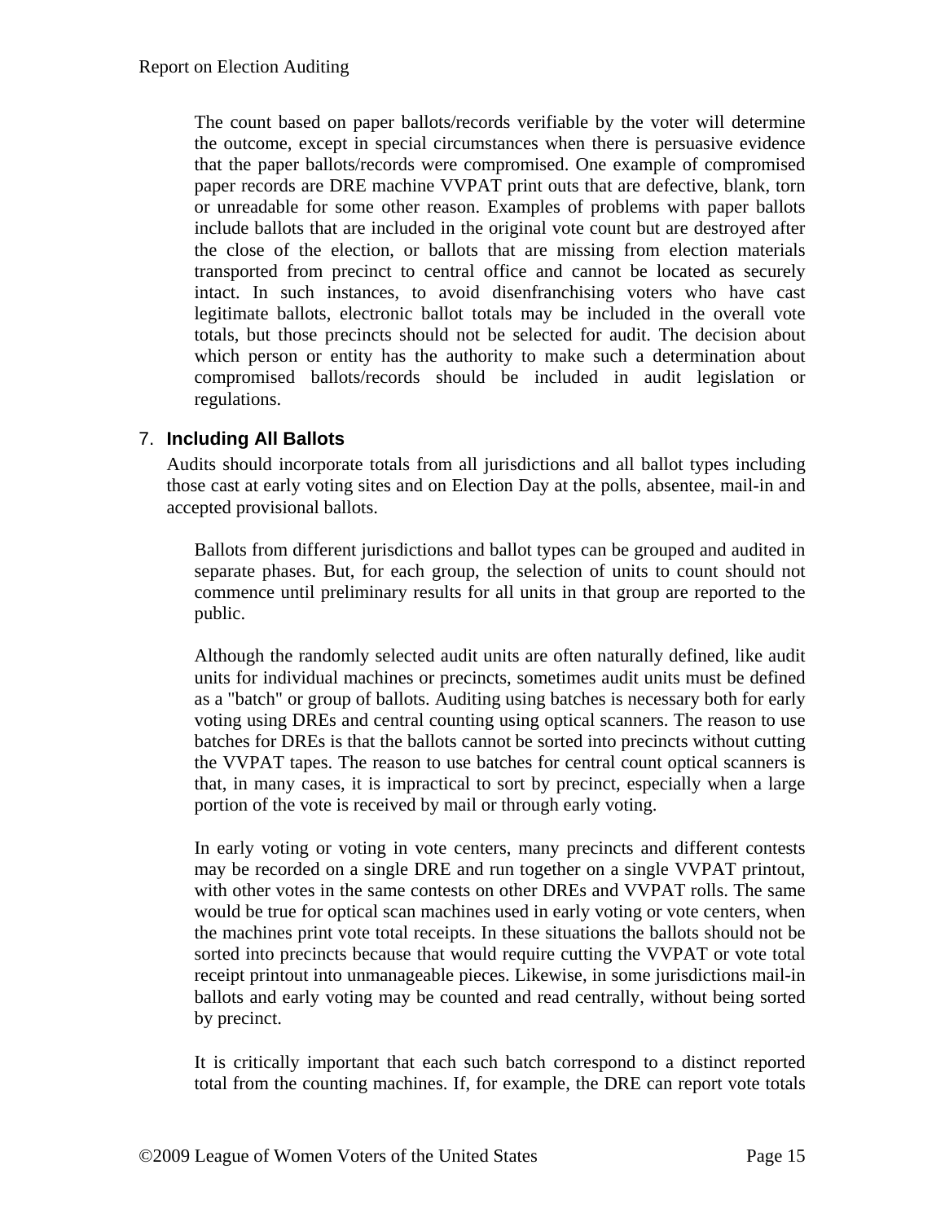The count based on paper ballots/records verifiable by the voter will determine the outcome, except in special circumstances when there is persuasive evidence that the paper ballots/records were compromised. One example of compromised paper records are DRE machine VVPAT print outs that are defective, blank, torn or unreadable for some other reason. Examples of problems with paper ballots include ballots that are included in the original vote count but are destroyed after the close of the election, or ballots that are missing from election materials transported from precinct to central office and cannot be located as securely intact. In such instances, to avoid disenfranchising voters who have cast legitimate ballots, electronic ballot totals may be included in the overall vote totals, but those precincts should not be selected for audit. The decision about which person or entity has the authority to make such a determination about compromised ballots/records should be included in audit legislation or regulations.

### 7. Including All Ballots

Audits should incorporate totals from all jurisdictions and all ballot types including those cast at early voting sites and on Election Day at the polls, absentee, mail-in and accepted provisional ballots.

Ballots from different jurisdictions and ballot types can be grouped and audited in separate phases. But, for each group, the selection of units to count should not commence until preliminary results for all units in that group are reported to the public.

Although the randomly selected audit units are often naturally defined, like audit units for individual machines or precincts, sometimes audit units must be defined as a "batch" or group of ballots. Auditing using batches is necessary both for early voting using DREs and central counting using optical scanners. The reason to use batches for DREs is that the ballots cannot be sorted into precincts without cutting the VVPAT tapes. The reason to use batches for central count optical scanners is that, in many cases, it is impractical to sort by precinct, especially when a large portion of the vote is received by mail or through early voting.

In early voting or voting in vote centers, many precincts and different contests may be recorded on a single DRE and run together on a single VVPAT printout, with other votes in the same contests on other DREs and VVPAT rolls. The same would be true for optical scan machines used in early voting or vote centers, when the machines print vote total receipts. In these situations the ballots should not be sorted into precincts because that would require cutting the VVPAT or vote total receipt printout into unmanageable pieces. Likewise, in some jurisdictions mail-in ballots and early voting may be counted and read centrally, without being sorted by precinct.

It is critically important that each such batch correspond to a distinct reported total from the counting machines. If, for example, the DRE can report vote totals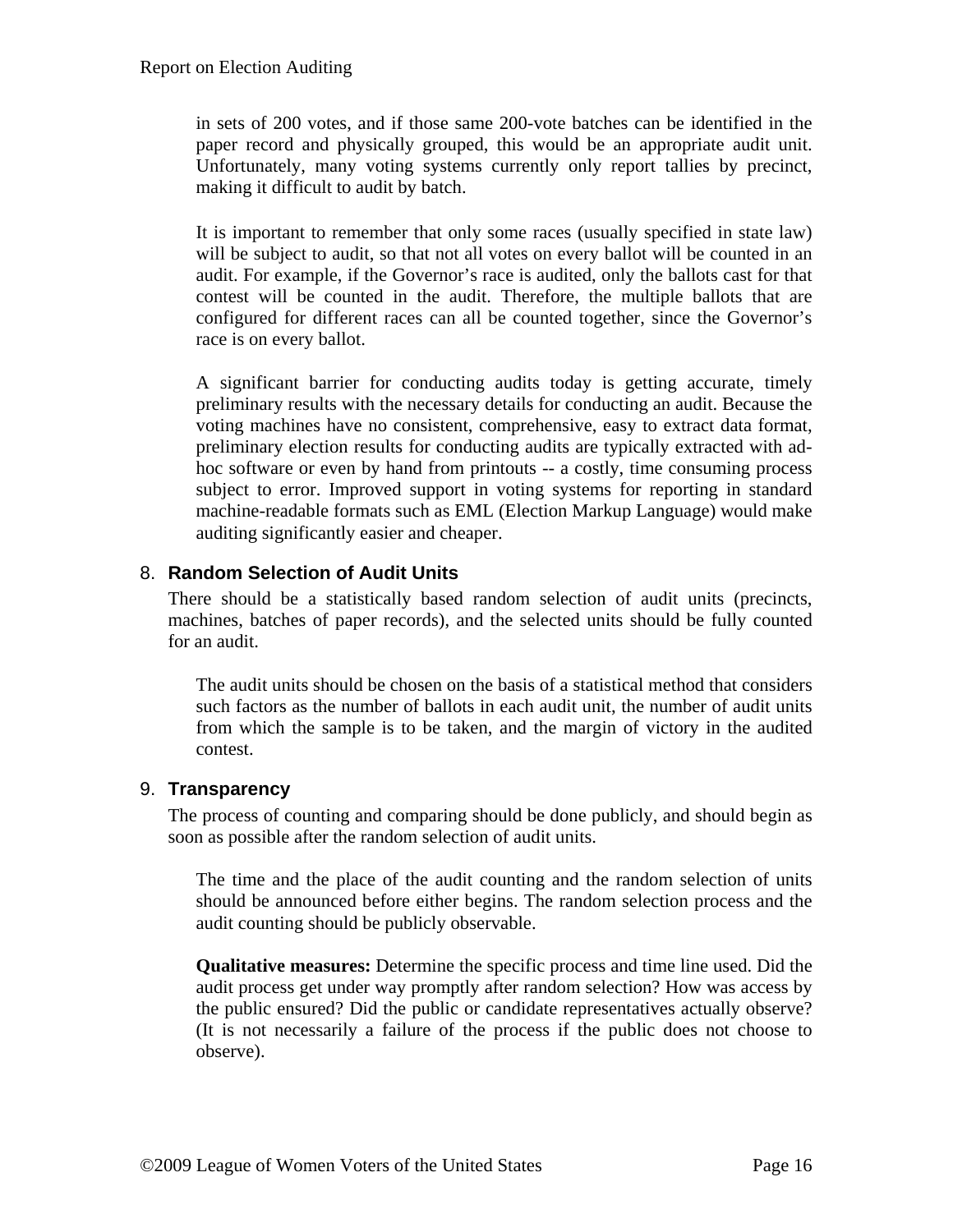in sets of 200 votes, and if those same 200-vote batches can be identified in the paper record and physically grouped, this would be an appropriate audit unit. Unfortunately, many voting systems currently only report tallies by precinct, making it difficult to audit by batch.

It is important to remember that only some races (usually specified in state law) will be subject to audit, so that not all votes on every ballot will be counted in an audit. For example, if the Governor's race is audited, only the ballots cast for that contest will be counted in the audit. Therefore, the multiple ballots that are configured for different races can all be counted together, since the Governor's race is on every ballot.

A significant barrier for conducting audits today is getting accurate, timely preliminary results with the necessary details for conducting an audit. Because the voting machines have no consistent, comprehensive, easy to extract data format, preliminary election results for conducting audits are typically extracted with ad-hoc software or even by hand from printouts -- a costly, time consuming process subject to error. Improved support in voting systems for reporting in standard machine-readable formats such as EML (Election Markup Language) would make auditing significantly easier and cheaper.

### 8. Random Selection of Audit Units

There should be a statistically based random selection of audit units (precincts, machines, batches of paper records), and the selected units should be fully counted for an audit.

The audit units should be chosen on the basis of a statistical method that considers such factors as the number of ballots in each audit unit, the number of audit units from which the sample is to be taken, and the margin of victory in the audited contest.

### 9. Transparency

The process of counting and comparing should be done publicly, and should begin as soon as possible after the random selection of audit units.

The time and the place of the audit counting and the random selection of units should be announced before either begins. The random selection process and the audit counting should be publicly observable.

**Qualitative measures:** Determine the specific process and time line used. Did the audit process get under way promptly after random selection? How was access by the public ensured? Did the public or candidate representatives actually observe? (It is not necessarily a failure of the process if the public does not choose to observe).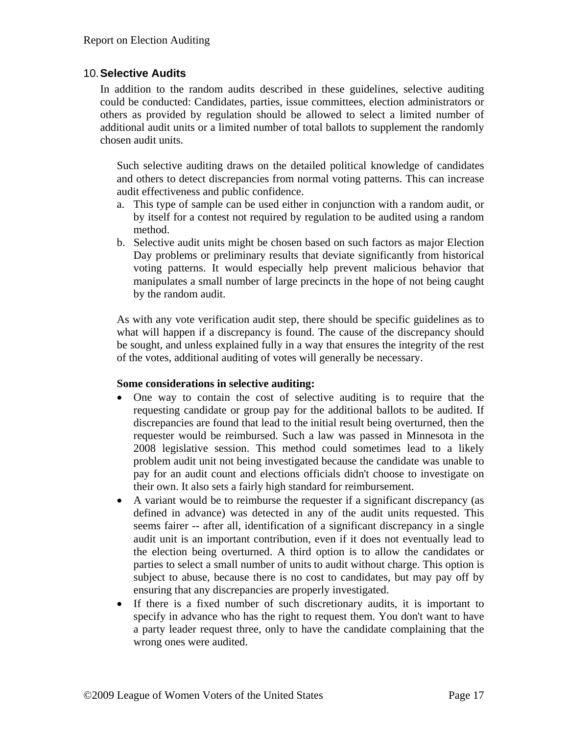## 10. Selective Audits

In addition to the random audits described in these guidelines, selective auditing could be conducted: Candidates, parties, issue committees, election administrators or others as provided by regulation should be allowed to select a limited number of additional audit units or a limited number of total ballots to supplement the randomly chosen audit units.

Such selective auditing draws on the detailed political knowledge of candidates and others to detect discrepancies from normal voting patterns. This can increase audit effectiveness and public confidence.

a. This type of sample can be used either in conjunction with a random audit, or by itself for a contest not required by regulation to be audited using a random method.
b. Selective audit units might be chosen based on such factors as major Election Day problems or preliminary results that deviate significantly from historical voting patterns. It would especially help prevent malicious behavior that manipulates a small number of large precincts in the hope of not being caught by the random audit.

As with any vote verification audit step, there should be specific guidelines as to what will happen if a discrepancy is found. The cause of the discrepancy should be sought, and unless explained fully in a way that ensures the integrity of the rest of the votes, additional auditing of votes will generally be necessary.

**Some considerations in selective auditing:**

- One way to contain the cost of selective auditing is to require that the requesting candidate or group pay for the additional ballots to be audited. If discrepancies are found that lead to the initial result being overturned, then the requester would be reimbursed. Such a law was passed in Minnesota in the 2008 legislative session. This method could sometimes lead to a likely problem audit unit not being investigated because the candidate was unable to pay for an audit count and elections officials didn't choose to investigate on their own. It also sets a fairly high standard for reimbursement.
- A variant would be to reimburse the requester if a significant discrepancy (as defined in advance) was detected in any of the audit units requested. This seems fairer -- after all, identification of a significant discrepancy in a single audit unit is an important contribution, even if it does not eventually lead to the election being overturned. A third option is to allow the candidates or parties to select a small number of units to audit without charge. This option is subject to abuse, because there is no cost to candidates, but may pay off by ensuring that any discrepancies are properly investigated.
- If there is a fixed number of such discretionary audits, it is important to specify in advance who has the right to request them. You don't want to have a party leader request three, only to have the candidate complaining that the wrong ones were audited.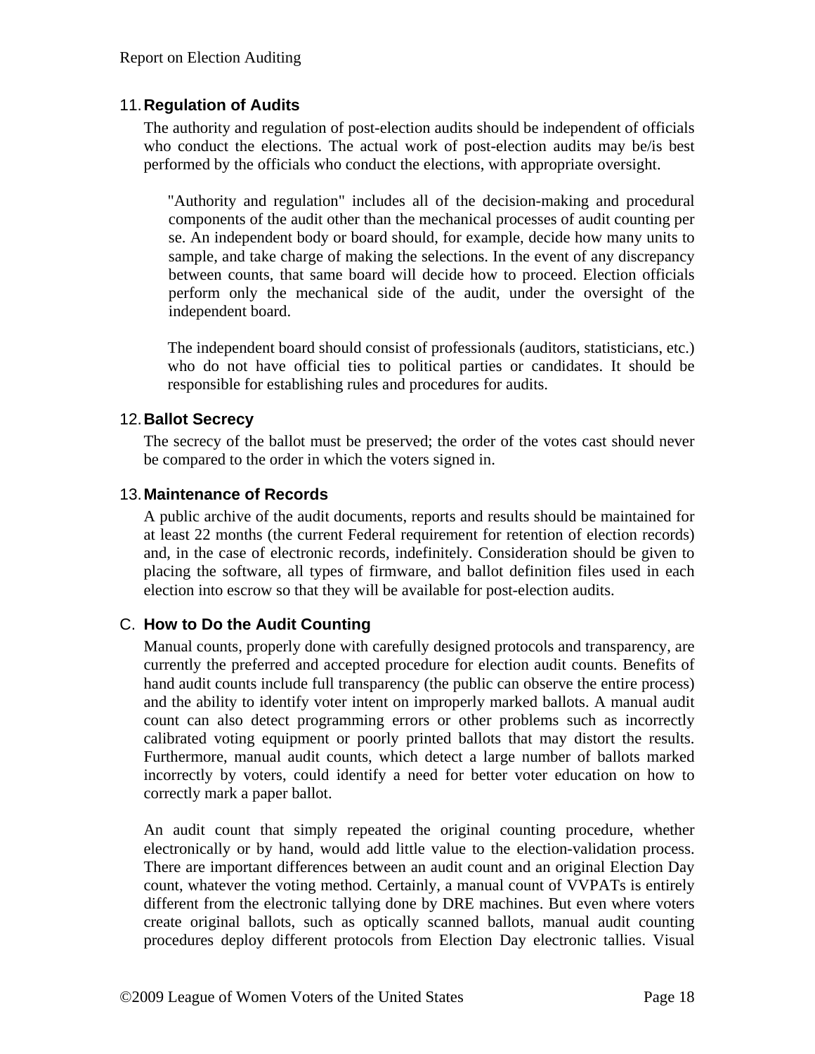### 11. Regulation of Audits

The authority and regulation of post-election audits should be independent of officials who conduct the elections. The actual work of post-election audits may be/is best performed by the officials who conduct the elections, with appropriate oversight.

> "Authority and regulation" includes all of the decision-making and procedural components of the audit other than the mechanical processes of audit counting per se. An independent body or board should, for example, decide how many units to sample, and take charge of making the selections. In the event of any discrepancy between counts, that same board will decide how to proceed. Election officials perform only the mechanical side of the audit, under the oversight of the independent board.
>
> The independent board should consist of professionals (auditors, statisticians, etc.) who do not have official ties to political parties or candidates. It should be responsible for establishing rules and procedures for audits.

### 12. Ballot Secrecy

The secrecy of the ballot must be preserved; the order of the votes cast should never be compared to the order in which the voters signed in.

### 13. Maintenance of Records

A public archive of the audit documents, reports and results should be maintained for at least 22 months (the current Federal requirement for retention of election records) and, in the case of electronic records, indefinitely. Consideration should be given to placing the software, all types of firmware, and ballot definition files used in each election into escrow so that they will be available for post-election audits.

## C. How to Do the Audit Counting

Manual counts, properly done with carefully designed protocols and transparency, are currently the preferred and accepted procedure for election audit counts. Benefits of hand audit counts include full transparency (the public can observe the entire process) and the ability to identify voter intent on improperly marked ballots. A manual audit count can also detect programming errors or other problems such as incorrectly calibrated voting equipment or poorly printed ballots that may distort the results. Furthermore, manual audit counts, which detect a large number of ballots marked incorrectly by voters, could identify a need for better voter education on how to correctly mark a paper ballot.

An audit count that simply repeated the original counting procedure, whether electronically or by hand, would add little value to the election-validation process. There are important differences between an audit count and an original Election Day count, whatever the voting method. Certainly, a manual count of VVPATs is entirely different from the electronic tallying done by DRE machines. But even where voters create original ballots, such as optically scanned ballots, manual audit counting procedures deploy different protocols from Election Day electronic tallies. Visual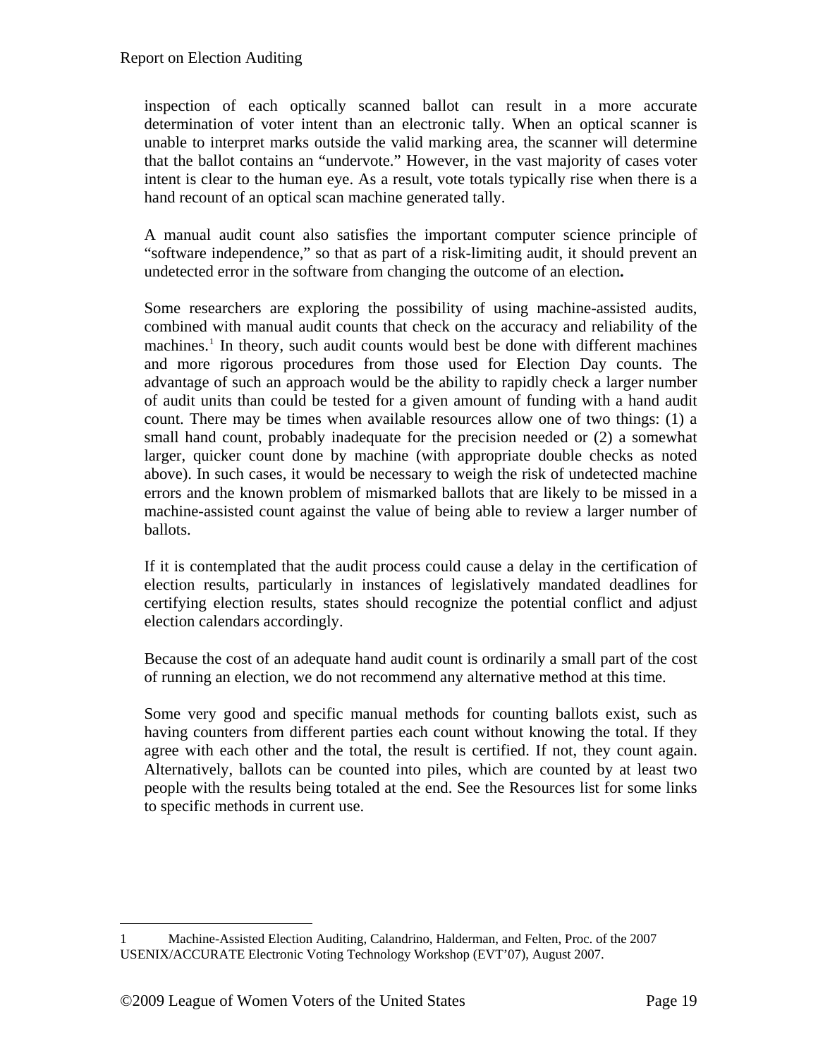inspection of each optically scanned ballot can result in a more accurate determination of voter intent than an electronic tally. When an optical scanner is unable to interpret marks outside the valid marking area, the scanner will determine that the ballot contains an "undervote." However, in the vast majority of cases voter intent is clear to the human eye. As a result, vote totals typically rise when there is a hand recount of an optical scan machine generated tally.

A manual audit count also satisfies the important computer science principle of "software independence," so that as part of a risk-limiting audit, it should prevent an undetected error in the software from changing the outcome of an election**.**

Some researchers are exploring the possibility of using machine-assisted audits, combined with manual audit counts that check on the accuracy and reliability of the machines.[1] In theory, such audit counts would best be done with different machines and more rigorous procedures from those used for Election Day counts. The advantage of such an approach would be the ability to rapidly check a larger number of audit units than could be tested for a given amount of funding with a hand audit count. There may be times when available resources allow one of two things: (1) a small hand count, probably inadequate for the precision needed or (2) a somewhat larger, quicker count done by machine (with appropriate double checks as noted above). In such cases, it would be necessary to weigh the risk of undetected machine errors and the known problem of mismarked ballots that are likely to be missed in a machine-assisted count against the value of being able to review a larger number of ballots.

If it is contemplated that the audit process could cause a delay in the certification of election results, particularly in instances of legislatively mandated deadlines for certifying election results, states should recognize the potential conflict and adjust election calendars accordingly.

Because the cost of an adequate hand audit count is ordinarily a small part of the cost of running an election, we do not recommend any alternative method at this time.

Some very good and specific manual methods for counting ballots exist, such as having counters from different parties each count without knowing the total. If they agree with each other and the total, the result is certified. If not, they count again. Alternatively, ballots can be counted into piles, which are counted by at least two people with the results being totaled at the end. See the Resources list for some links to specific methods in current use.

---

1 Machine-Assisted Election Auditing, Calandrino, Halderman, and Felten, Proc. of the 2007 USENIX/ACCURATE Electronic Voting Technology Workshop (EVT'07), August 2007.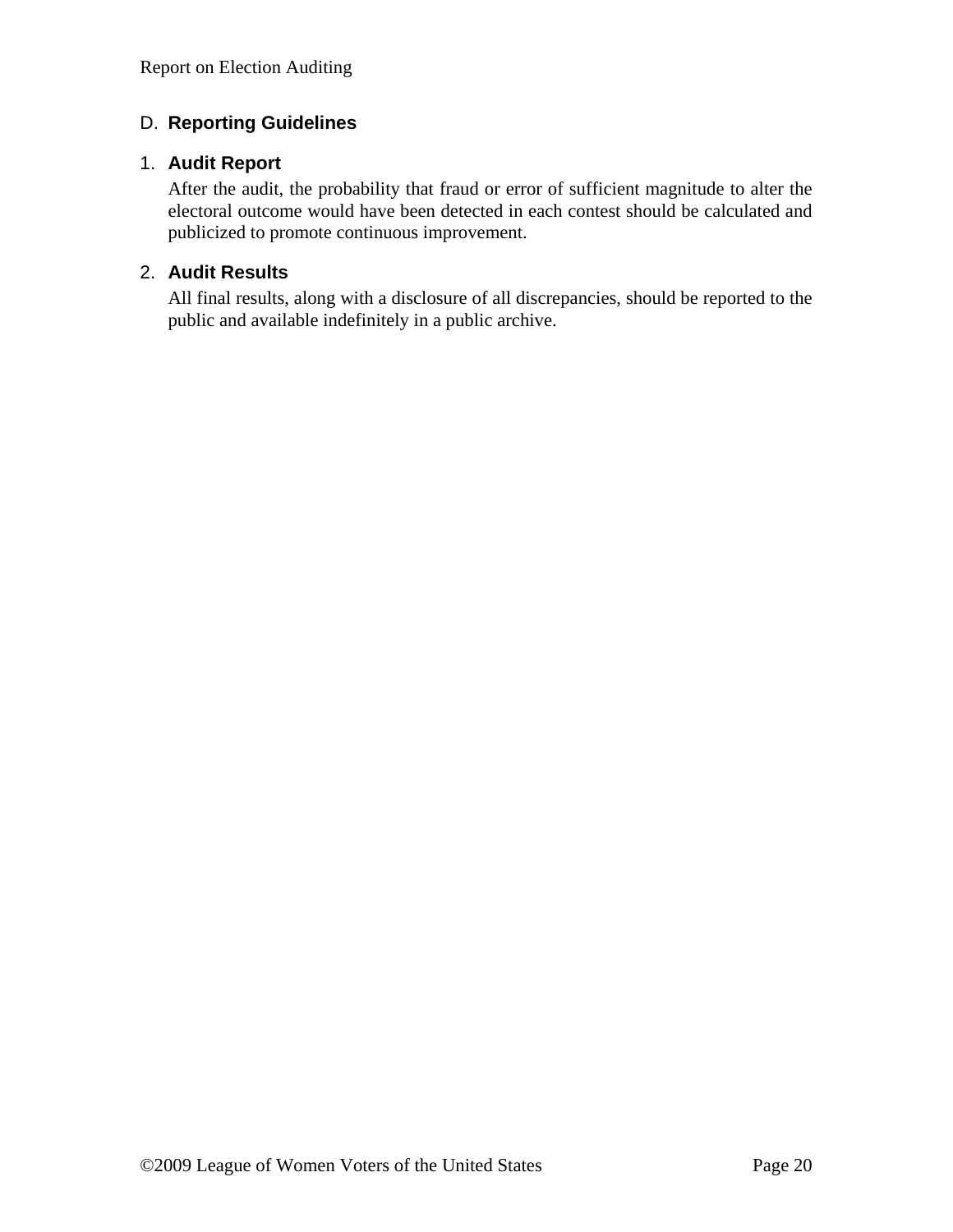## D. Reporting Guidelines

### 1. Audit Report

After the audit, the probability that fraud or error of sufficient magnitude to alter the electoral outcome would have been detected in each contest should be calculated and publicized to promote continuous improvement.

### 2. Audit Results

All final results, along with a disclosure of all discrepancies, should be reported to the public and available indefinitely in a public archive.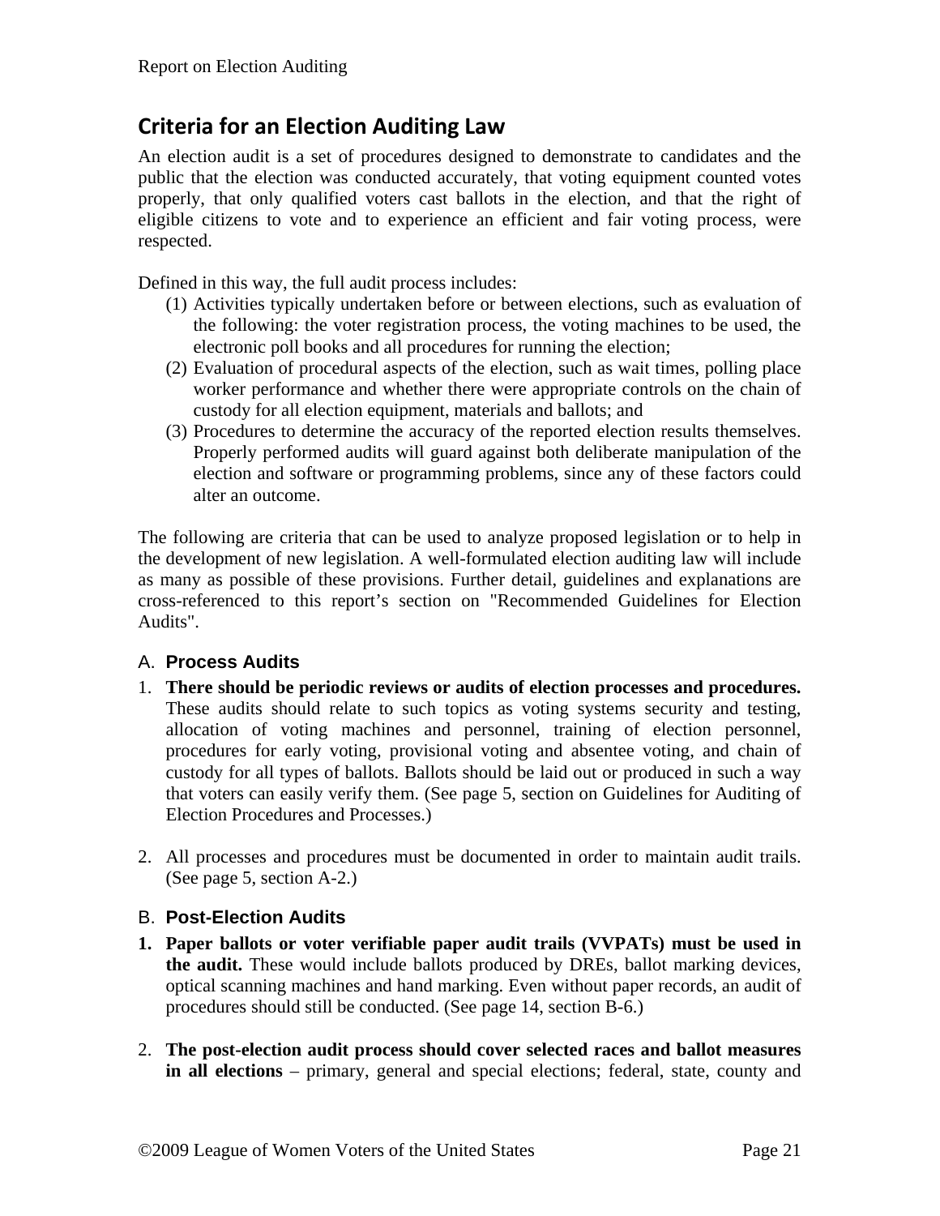## Criteria for an Election Auditing Law

An election audit is a set of procedures designed to demonstrate to candidates and the public that the election was conducted accurately, that voting equipment counted votes properly, that only qualified voters cast ballots in the election, and that the right of eligible citizens to vote and to experience an efficient and fair voting process, were respected.

Defined in this way, the full audit process includes:

(1) Activities typically undertaken before or between elections, such as evaluation of the following: the voter registration process, the voting machines to be used, the electronic poll books and all procedures for running the election;

(2) Evaluation of procedural aspects of the election, such as wait times, polling place worker performance and whether there were appropriate controls on the chain of custody for all election equipment, materials and ballots; and

(3) Procedures to determine the accuracy of the reported election results themselves. Properly performed audits will guard against both deliberate manipulation of the election and software or programming problems, since any of these factors could alter an outcome.

The following are criteria that can be used to analyze proposed legislation or to help in the development of new legislation. A well-formulated election auditing law will include as many as possible of these provisions. Further detail, guidelines and explanations are cross-referenced to this report's section on "Recommended Guidelines for Election Audits".

### A. Process Audits

1. **There should be periodic reviews or audits of election processes and procedures.** These audits should relate to such topics as voting systems security and testing, allocation of voting machines and personnel, training of election personnel, procedures for early voting, provisional voting and absentee voting, and chain of custody for all types of ballots. Ballots should be laid out or produced in such a way that voters can easily verify them. (See page 5, section on Guidelines for Auditing of Election Procedures and Processes.)

2. All processes and procedures must be documented in order to maintain audit trails. (See page 5, section A-2.)

### B. Post-Election Audits

1. **Paper ballots or voter verifiable paper audit trails (VVPATs) must be used in the audit.** These would include ballots produced by DREs, ballot marking devices, optical scanning machines and hand marking. Even without paper records, an audit of procedures should still be conducted. (See page 14, section B-6.)

2. **The post-election audit process should cover selected races and ballot measures in all elections** – primary, general and special elections; federal, state, county and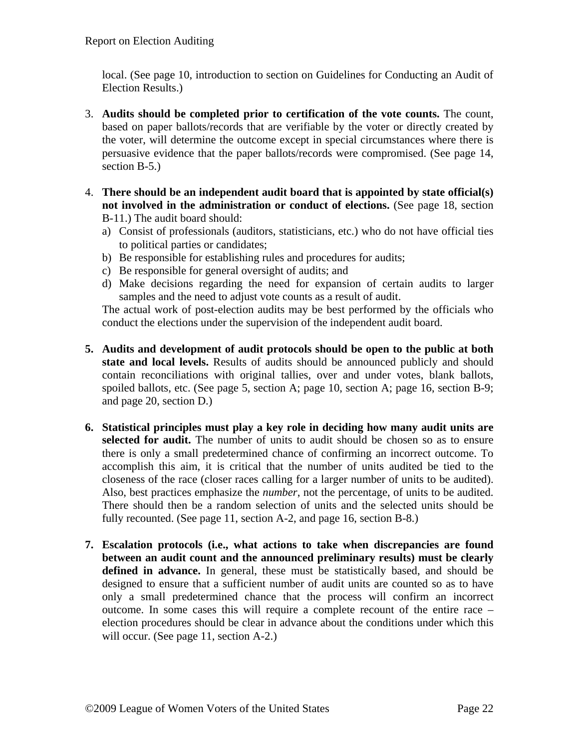local. (See page 10, introduction to section on Guidelines for Conducting an Audit of Election Results.)

3. **Audits should be completed prior to certification of the vote counts.** The count, based on paper ballots/records that are verifiable by the voter or directly created by the voter, will determine the outcome except in special circumstances where there is persuasive evidence that the paper ballots/records were compromised. (See page 14, section B-5.)

4. **There should be an independent audit board that is appointed by state official(s) not involved in the administration or conduct of elections.** (See page 18, section B-11.) The audit board should:
   a) Consist of professionals (auditors, statisticians, etc.) who do not have official ties to political parties or candidates;
   b) Be responsible for establishing rules and procedures for audits;
   c) Be responsible for general oversight of audits; and
   d) Make decisions regarding the need for expansion of certain audits to larger samples and the need to adjust vote counts as a result of audit.

   The actual work of post-election audits may be best performed by the officials who conduct the elections under the supervision of the independent audit board.

5. **Audits and development of audit protocols should be open to the public at both state and local levels.** Results of audits should be announced publicly and should contain reconciliations with original tallies, over and under votes, blank ballots, spoiled ballots, etc. (See page 5, section A; page 10, section A; page 16, section B-9; and page 20, section D.)

6. **Statistical principles must play a key role in deciding how many audit units are selected for audit.** The number of units to audit should be chosen so as to ensure there is only a small predetermined chance of confirming an incorrect outcome. To accomplish this aim, it is critical that the number of units audited be tied to the closeness of the race (closer races calling for a larger number of units to be audited). Also, best practices emphasize the *number*, not the percentage, of units to be audited. There should then be a random selection of units and the selected units should be fully recounted. (See page 11, section A-2, and page 16, section B-8.)

7. **Escalation protocols (i.e., what actions to take when discrepancies are found between an audit count and the announced preliminary results) must be clearly defined in advance.** In general, these must be statistically based, and should be designed to ensure that a sufficient number of audit units are counted so as to have only a small predetermined chance that the process will confirm an incorrect outcome. In some cases this will require a complete recount of the entire race – election procedures should be clear in advance about the conditions under which this will occur. (See page 11, section A-2.)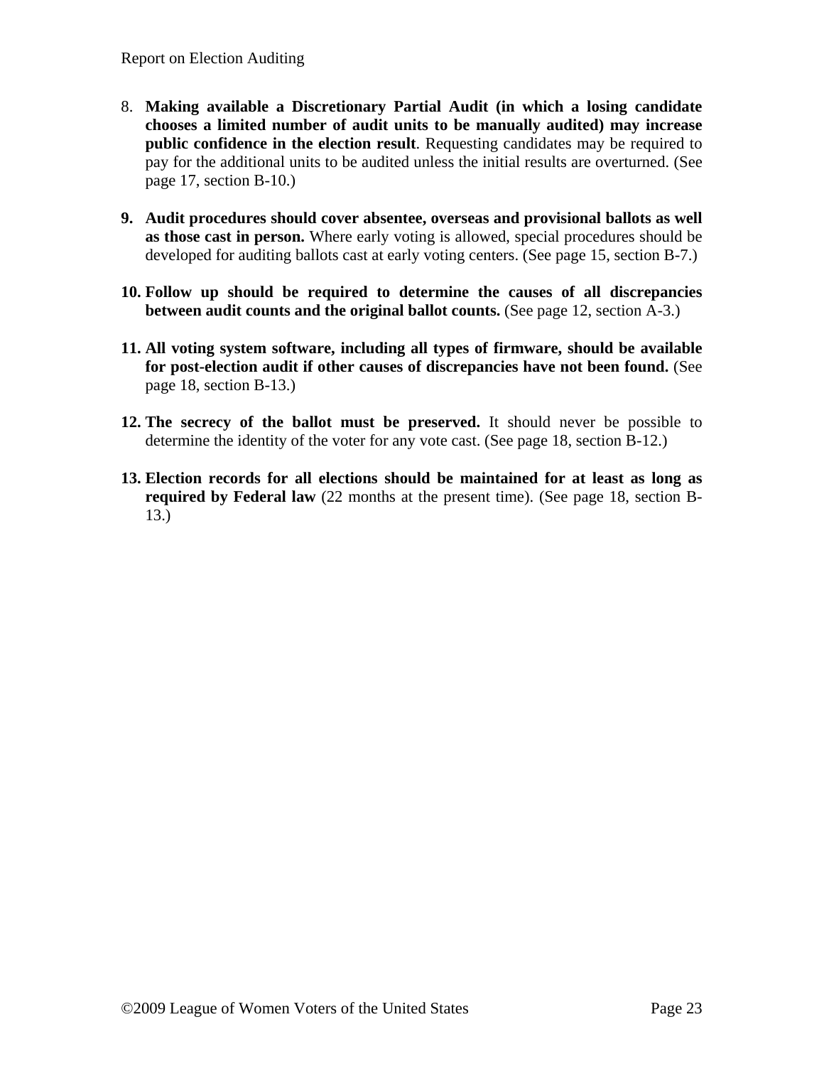8. **Making available a Discretionary Partial Audit (in which a losing candidate chooses a limited number of audit units to be manually audited) may increase public confidence in the election result**. Requesting candidates may be required to pay for the additional units to be audited unless the initial results are overturned. (See page 17, section B-10.)

9. **Audit procedures should cover absentee, overseas and provisional ballots as well as those cast in person.** Where early voting is allowed, special procedures should be developed for auditing ballots cast at early voting centers. (See page 15, section B-7.)

10. **Follow up should be required to determine the causes of all discrepancies between audit counts and the original ballot counts.** (See page 12, section A-3.)

11. **All voting system software, including all types of firmware, should be available for post-election audit if other causes of discrepancies have not been found.** (See page 18, section B-13.)

12. **The secrecy of the ballot must be preserved.** It should never be possible to determine the identity of the voter for any vote cast. (See page 18, section B-12.)

13. **Election records for all elections should be maintained for at least as long as required by Federal law** (22 months at the present time). (See page 18, section B-13.)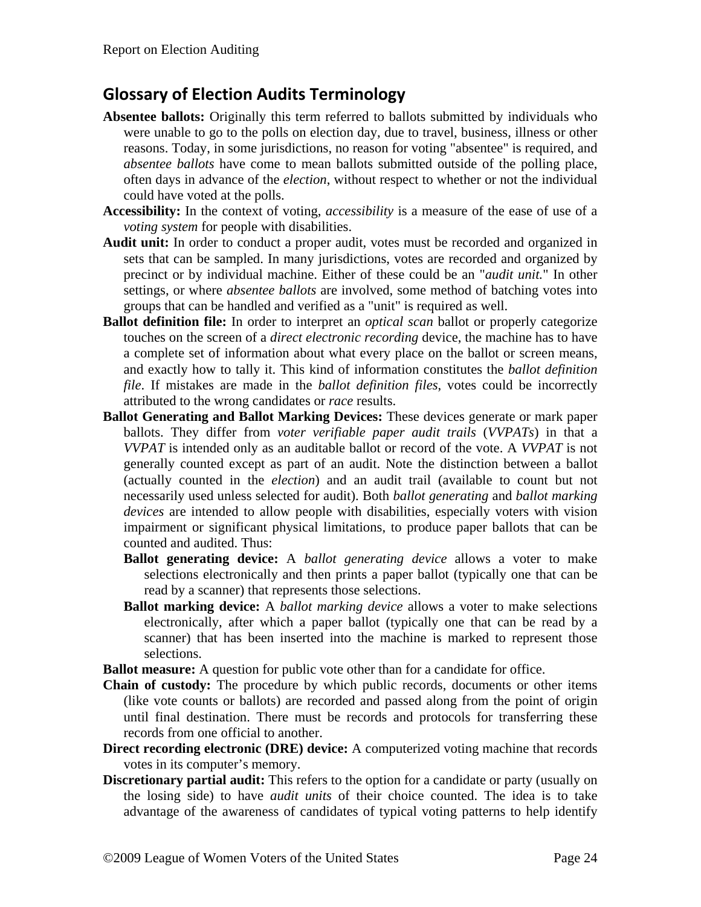## Glossary of Election Audits Terminology

**Absentee ballots:** Originally this term referred to ballots submitted by individuals who were unable to go to the polls on election day, due to travel, business, illness or other reasons. Today, in some jurisdictions, no reason for voting "absentee" is required, and *absentee ballots* have come to mean ballots submitted outside of the polling place, often days in advance of the *election*, without respect to whether or not the individual could have voted at the polls.

**Accessibility:** In the context of voting, *accessibility* is a measure of the ease of use of a *voting system* for people with disabilities.

**Audit unit:** In order to conduct a proper audit, votes must be recorded and organized in sets that can be sampled. In many jurisdictions, votes are recorded and organized by precinct or by individual machine. Either of these could be an "*audit unit.*" In other settings, or where *absentee ballots* are involved, some method of batching votes into groups that can be handled and verified as a "unit" is required as well.

**Ballot definition file:** In order to interpret an *optical scan* ballot or properly categorize touches on the screen of a *direct electronic recording* device, the machine has to have a complete set of information about what every place on the ballot or screen means, and exactly how to tally it. This kind of information constitutes the *ballot definition file*. If mistakes are made in the *ballot definition files*, votes could be incorrectly attributed to the wrong candidates or *race* results.

**Ballot Generating and Ballot Marking Devices:** These devices generate or mark paper ballots. They differ from *voter verifiable paper audit trails* (*VVPATs*) in that a *VVPAT* is intended only as an auditable ballot or record of the vote. A *VVPAT* is not generally counted except as part of an audit. Note the distinction between a ballot (actually counted in the *election*) and an audit trail (available to count but not necessarily used unless selected for audit). Both *ballot generating* and *ballot marking devices* are intended to allow people with disabilities, especially voters with vision impairment or significant physical limitations, to produce paper ballots that can be counted and audited. Thus:

- **Ballot generating device:** A *ballot generating device* allows a voter to make selections electronically and then prints a paper ballot (typically one that can be read by a scanner) that represents those selections.
- **Ballot marking device:** A *ballot marking device* allows a voter to make selections electronically, after which a paper ballot (typically one that can be read by a scanner) that has been inserted into the machine is marked to represent those selections.

**Ballot measure:** A question for public vote other than for a candidate for office.

**Chain of custody:** The procedure by which public records, documents or other items (like vote counts or ballots) are recorded and passed along from the point of origin until final destination. There must be records and protocols for transferring these records from one official to another.

**Direct recording electronic (DRE) device:** A computerized voting machine that records votes in its computer's memory.

**Discretionary partial audit:** This refers to the option for a candidate or party (usually on the losing side) to have *audit units* of their choice counted. The idea is to take advantage of the awareness of candidates of typical voting patterns to help identify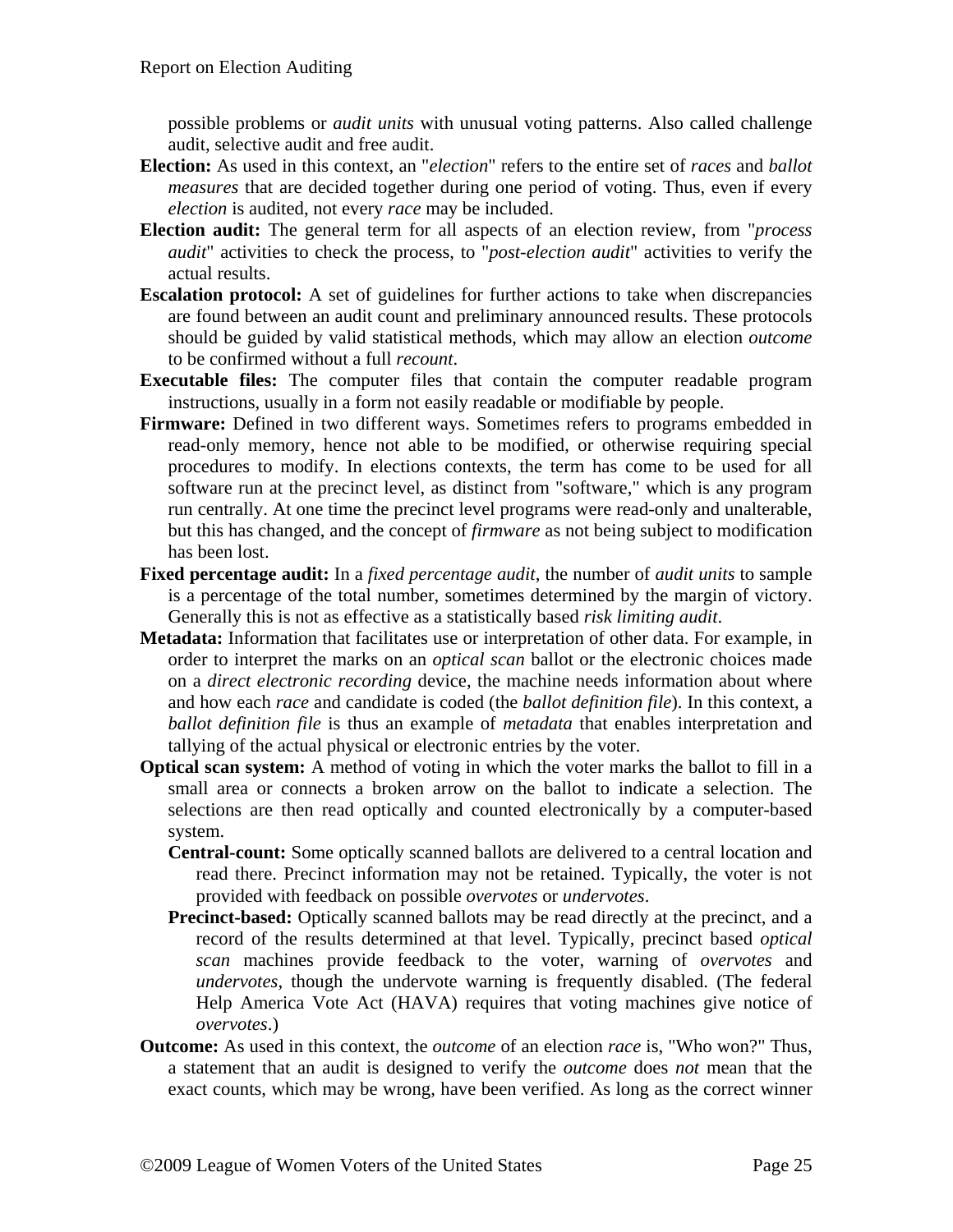possible problems or *audit units* with unusual voting patterns. Also called challenge audit, selective audit and free audit.

**Election:** As used in this context, an "*election*" refers to the entire set of *races* and *ballot measures* that are decided together during one period of voting. Thus, even if every *election* is audited, not every *race* may be included.

**Election audit:** The general term for all aspects of an election review, from "*process audit*" activities to check the process, to "*post-election audit*" activities to verify the actual results.

**Escalation protocol:** A set of guidelines for further actions to take when discrepancies are found between an audit count and preliminary announced results. These protocols should be guided by valid statistical methods, which may allow an election *outcome* to be confirmed without a full *recount*.

**Executable files:** The computer files that contain the computer readable program instructions, usually in a form not easily readable or modifiable by people.

**Firmware:** Defined in two different ways. Sometimes refers to programs embedded in read-only memory, hence not able to be modified, or otherwise requiring special procedures to modify. In elections contexts, the term has come to be used for all software run at the precinct level, as distinct from "software," which is any program run centrally. At one time the precinct level programs were read-only and unalterable, but this has changed, and the concept of *firmware* as not being subject to modification has been lost.

**Fixed percentage audit:** In a *fixed percentage audit*, the number of *audit units* to sample is a percentage of the total number, sometimes determined by the margin of victory. Generally this is not as effective as a statistically based *risk limiting audit*.

**Metadata:** Information that facilitates use or interpretation of other data. For example, in order to interpret the marks on an *optical scan* ballot or the electronic choices made on a *direct electronic recording* device, the machine needs information about where and how each *race* and candidate is coded (the *ballot definition file*). In this context, a *ballot definition file* is thus an example of *metadata* that enables interpretation and tallying of the actual physical or electronic entries by the voter.

**Optical scan system:** A method of voting in which the voter marks the ballot to fill in a small area or connects a broken arrow on the ballot to indicate a selection. The selections are then read optically and counted electronically by a computer-based system.

- **Central-count:** Some optically scanned ballots are delivered to a central location and read there. Precinct information may not be retained. Typically, the voter is not provided with feedback on possible *overvotes* or *undervotes*.
- **Precinct-based:** Optically scanned ballots may be read directly at the precinct, and a record of the results determined at that level. Typically, precinct based *optical scan* machines provide feedback to the voter, warning of *overvotes* and *undervotes*, though the undervote warning is frequently disabled. (The federal Help America Vote Act (HAVA) requires that voting machines give notice of *overvotes*.)

**Outcome:** As used in this context, the *outcome* of an election *race* is, "Who won?" Thus, a statement that an audit is designed to verify the *outcome* does *not* mean that the exact counts, which may be wrong, have been verified. As long as the correct winner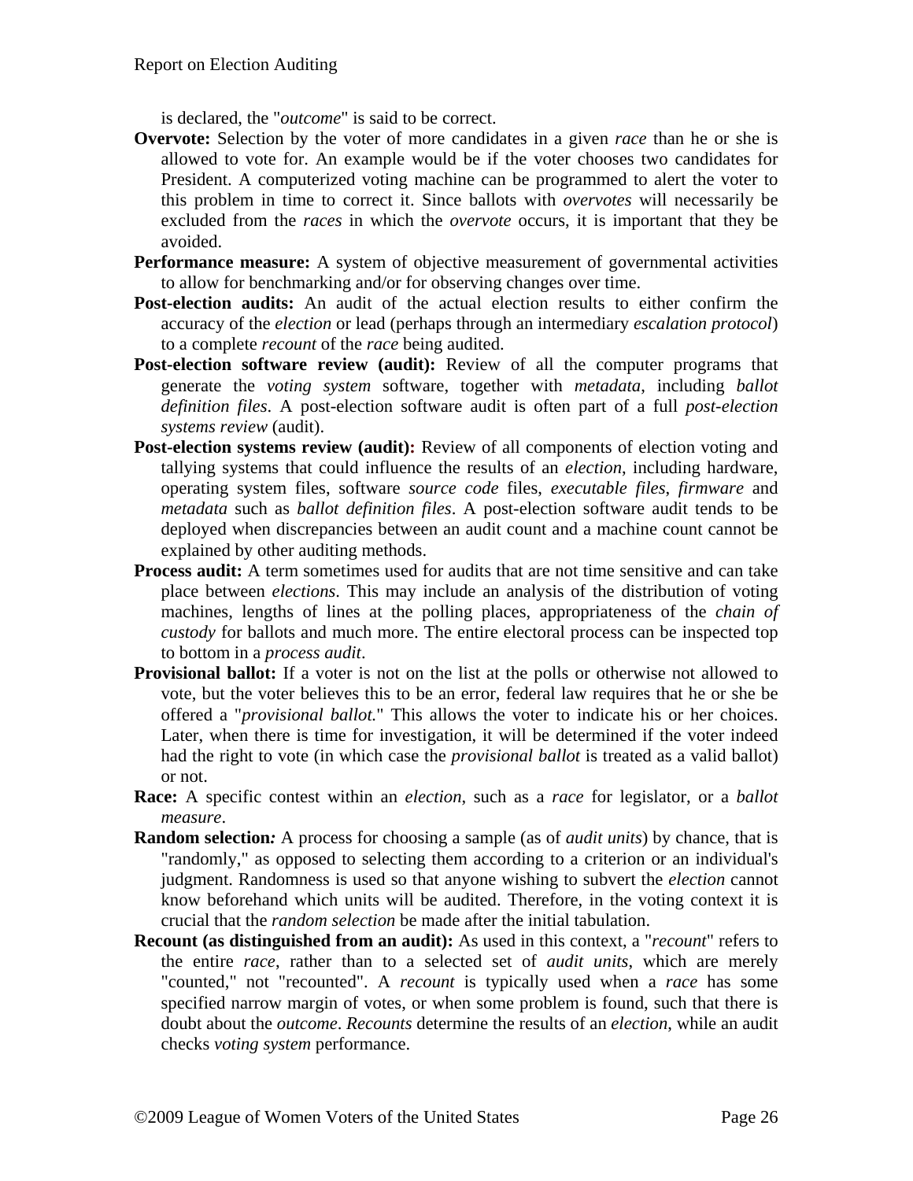is declared, the "*outcome*" is said to be correct.

**Overvote:** Selection by the voter of more candidates in a given *race* than he or she is allowed to vote for. An example would be if the voter chooses two candidates for President. A computerized voting machine can be programmed to alert the voter to this problem in time to correct it. Since ballots with *overvotes* will necessarily be excluded from the *races* in which the *overvote* occurs, it is important that they be avoided.

**Performance measure:** A system of objective measurement of governmental activities to allow for benchmarking and/or for observing changes over time.

**Post-election audits:** An audit of the actual election results to either confirm the accuracy of the *election* or lead (perhaps through an intermediary *escalation protocol*) to a complete *recount* of the *race* being audited.

**Post-election software review (audit):** Review of all the computer programs that generate the *voting system* software, together with *metadata*, including *ballot definition files*. A post-election software audit is often part of a full *post-election systems review* (audit).

**Post-election systems review (audit):** Review of all components of election voting and tallying systems that could influence the results of an *election*, including hardware, operating system files, software *source code* files, *executable files*, *firmware* and *metadata* such as *ballot definition files*. A post-election software audit tends to be deployed when discrepancies between an audit count and a machine count cannot be explained by other auditing methods.

**Process audit:** A term sometimes used for audits that are not time sensitive and can take place between *elections*. This may include an analysis of the distribution of voting machines, lengths of lines at the polling places, appropriateness of the *chain of custody* for ballots and much more. The entire electoral process can be inspected top to bottom in a *process audit*.

**Provisional ballot:** If a voter is not on the list at the polls or otherwise not allowed to vote, but the voter believes this to be an error, federal law requires that he or she be offered a "*provisional ballot.*" This allows the voter to indicate his or her choices. Later, when there is time for investigation, it will be determined if the voter indeed had the right to vote (in which case the *provisional ballot* is treated as a valid ballot) or not.

**Race:** A specific contest within an *election*, such as a *race* for legislator, or a *ballot measure*.

**Random selection:** A process for choosing a sample (as of *audit units*) by chance, that is "randomly," as opposed to selecting them according to a criterion or an individual's judgment. Randomness is used so that anyone wishing to subvert the *election* cannot know beforehand which units will be audited. Therefore, in the voting context it is crucial that the *random selection* be made after the initial tabulation.

**Recount (as distinguished from an audit):** As used in this context, a "*recount*" refers to the entire *race*, rather than to a selected set of *audit units*, which are merely "counted," not "recounted". A *recount* is typically used when a *race* has some specified narrow margin of votes, or when some problem is found, such that there is doubt about the *outcome*. *Recounts* determine the results of an *election*, while an audit checks *voting system* performance.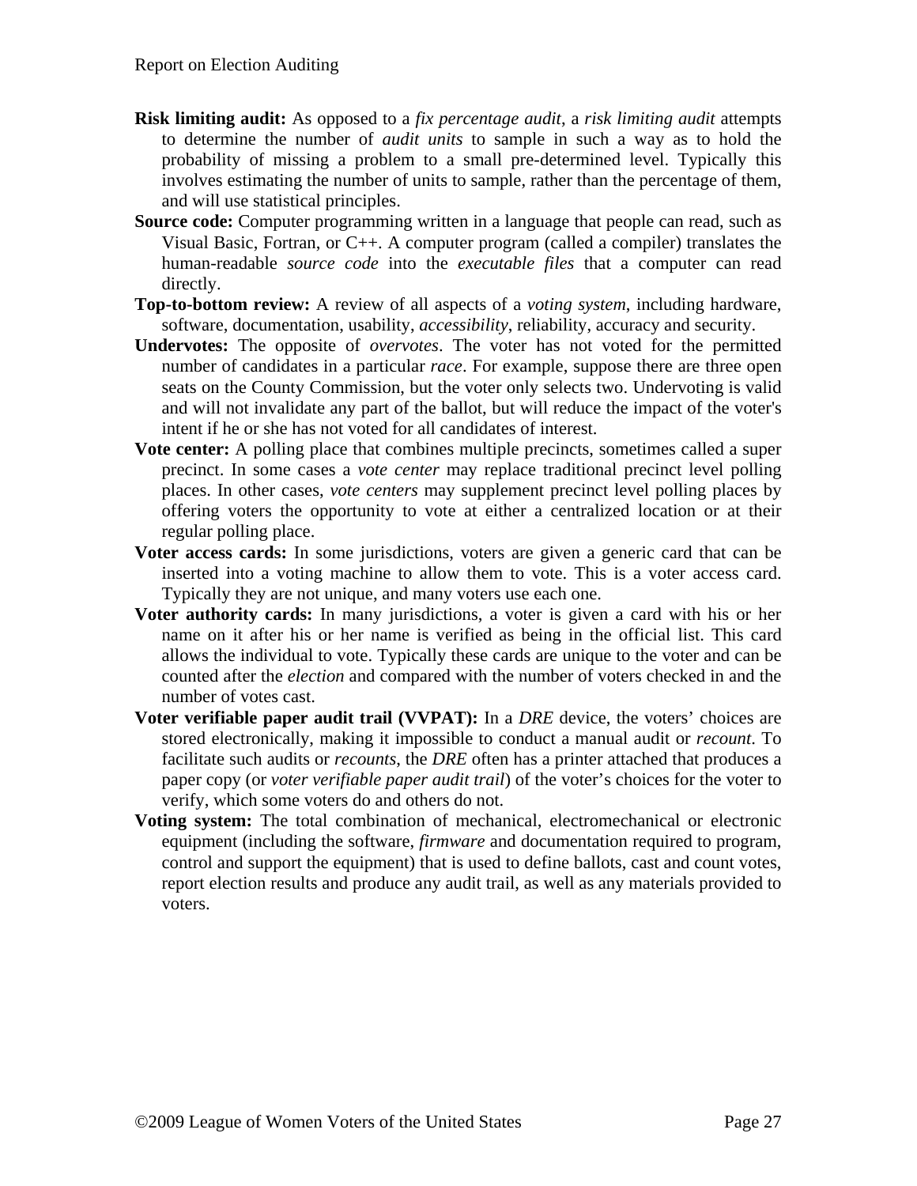**Risk limiting audit:** As opposed to a *fix percentage audit*, a *risk limiting audit* attempts to determine the number of *audit units* to sample in such a way as to hold the probability of missing a problem to a small pre-determined level. Typically this involves estimating the number of units to sample, rather than the percentage of them, and will use statistical principles.

**Source code:** Computer programming written in a language that people can read, such as Visual Basic, Fortran, or C++. A computer program (called a compiler) translates the human-readable *source code* into the *executable files* that a computer can read directly.

**Top-to-bottom review:** A review of all aspects of a *voting system*, including hardware, software, documentation, usability, *accessibility*, reliability, accuracy and security.

**Undervotes:** The opposite of *overvotes*. The voter has not voted for the permitted number of candidates in a particular *race*. For example, suppose there are three open seats on the County Commission, but the voter only selects two. Undervoting is valid and will not invalidate any part of the ballot, but will reduce the impact of the voter's intent if he or she has not voted for all candidates of interest.

**Vote center:** A polling place that combines multiple precincts, sometimes called a super precinct. In some cases a *vote center* may replace traditional precinct level polling places. In other cases, *vote centers* may supplement precinct level polling places by offering voters the opportunity to vote at either a centralized location or at their regular polling place.

**Voter access cards:** In some jurisdictions, voters are given a generic card that can be inserted into a voting machine to allow them to vote. This is a voter access card. Typically they are not unique, and many voters use each one.

**Voter authority cards:** In many jurisdictions, a voter is given a card with his or her name on it after his or her name is verified as being in the official list. This card allows the individual to vote. Typically these cards are unique to the voter and can be counted after the *election* and compared with the number of voters checked in and the number of votes cast.

**Voter verifiable paper audit trail (VVPAT):** In a *DRE* device, the voters' choices are stored electronically, making it impossible to conduct a manual audit or *recount*. To facilitate such audits or *recounts*, the *DRE* often has a printer attached that produces a paper copy (or *voter verifiable paper audit trail*) of the voter's choices for the voter to verify, which some voters do and others do not.

**Voting system:** The total combination of mechanical, electromechanical or electronic equipment (including the software, *firmware* and documentation required to program, control and support the equipment) that is used to define ballots, cast and count votes, report election results and produce any audit trail, as well as any materials provided to voters.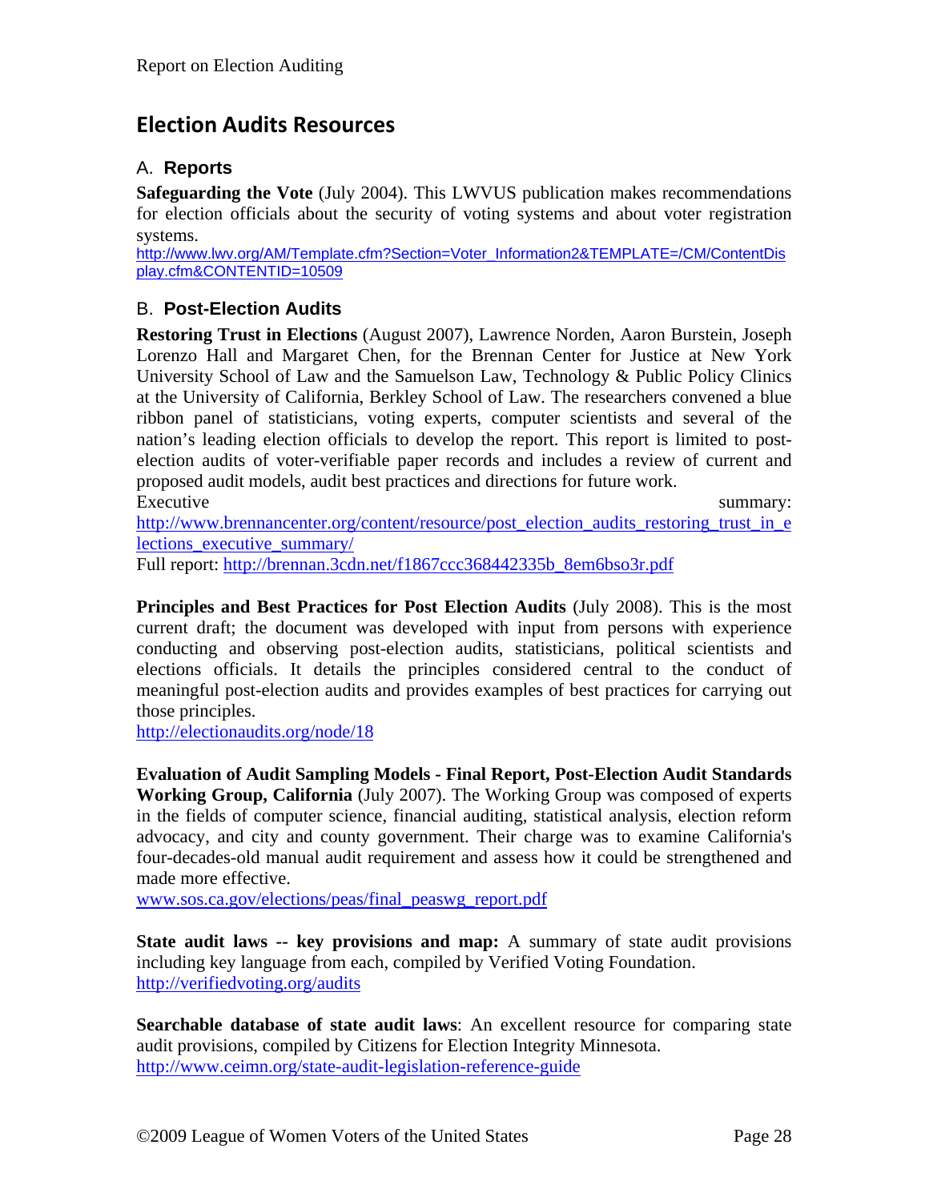## Election Audits Resources

### A. Reports

**Safeguarding the Vote** (July 2004). This LWVUS publication makes recommendations for election officials about the security of voting systems and about voter registration systems.
http://www.lwv.org/AM/Template.cfm?Section=Voter_Information2&TEMPLATE=/CM/ContentDisplay.cfm&CONTENTID=10509

### B. Post-Election Audits

**Restoring Trust in Elections** (August 2007), Lawrence Norden, Aaron Burstein, Joseph Lorenzo Hall and Margaret Chen, for the Brennan Center for Justice at New York University School of Law and the Samuelson Law, Technology & Public Policy Clinics at the University of California, Berkley School of Law. The researchers convened a blue ribbon panel of statisticians, voting experts, computer scientists and several of the nation's leading election officials to develop the report. This report is limited to post-election audits of voter-verifiable paper records and includes a review of current and proposed audit models, audit best practices and directions for future work.
Executive summary: http://www.brennancenter.org/content/resource/post_election_audits_restoring_trust_in_elections_executive_summary/
Full report: http://brennan.3cdn.net/f1867ccc368442335b_8em6bso3r.pdf

**Principles and Best Practices for Post Election Audits** (July 2008). This is the most current draft; the document was developed with input from persons with experience conducting and observing post-election audits, statisticians, political scientists and elections officials. It details the principles considered central to the conduct of meaningful post-election audits and provides examples of best practices for carrying out those principles.
http://electionaudits.org/node/18

**Evaluation of Audit Sampling Models - Final Report, Post-Election Audit Standards Working Group, California** (July 2007). The Working Group was composed of experts in the fields of computer science, financial auditing, statistical analysis, election reform advocacy, and city and county government. Their charge was to examine California's four-decades-old manual audit requirement and assess how it could be strengthened and made more effective.
www.sos.ca.gov/elections/peas/final_peaswg_report.pdf

**State audit laws -- key provisions and map:** A summary of state audit provisions including key language from each, compiled by Verified Voting Foundation.
http://verifiedvoting.org/audits

**Searchable database of state audit laws**: An excellent resource for comparing state audit provisions, compiled by Citizens for Election Integrity Minnesota.
http://www.ceimn.org/state-audit-legislation-reference-guide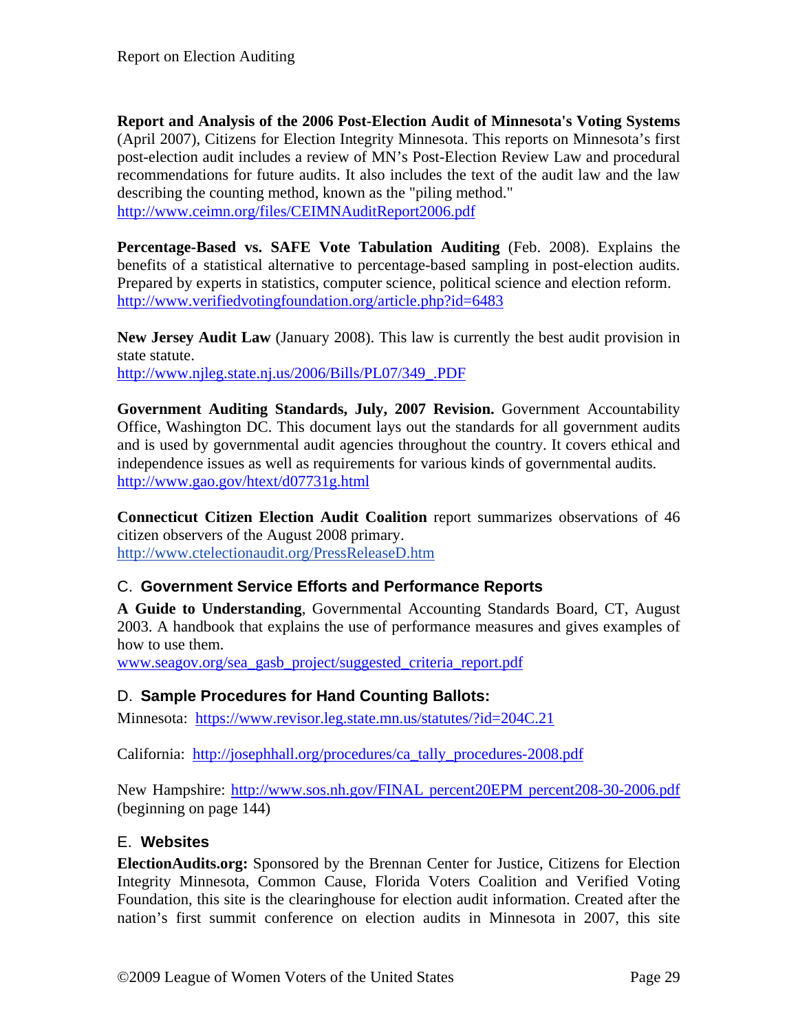**Report and Analysis of the 2006 Post-Election Audit of Minnesota's Voting Systems** (April 2007), Citizens for Election Integrity Minnesota. This reports on Minnesota's first post-election audit includes a review of MN's Post-Election Review Law and procedural recommendations for future audits. It also includes the text of the audit law and the law describing the counting method, known as the "piling method."
http://www.ceimn.org/files/CEIMNAuditReport2006.pdf

**Percentage-Based vs. SAFE Vote Tabulation Auditing** (Feb. 2008). Explains the benefits of a statistical alternative to percentage-based sampling in post-election audits. Prepared by experts in statistics, computer science, political science and election reform.
http://www.verifiedvotingfoundation.org/article.php?id=6483

**New Jersey Audit Law** (January 2008). This law is currently the best audit provision in state statute.
http://www.njleg.state.nj.us/2006/Bills/PL07/349_.PDF

**Government Auditing Standards, July, 2007 Revision.** Government Accountability Office, Washington DC. This document lays out the standards for all government audits and is used by governmental audit agencies throughout the country. It covers ethical and independence issues as well as requirements for various kinds of governmental audits.
http://www.gao.gov/htext/d07731g.html

**Connecticut Citizen Election Audit Coalition** report summarizes observations of 46 citizen observers of the August 2008 primary.
http://www.ctelectionaudit.org/PressReleaseD.htm

## C. Government Service Efforts and Performance Reports

**A Guide to Understanding**, Governmental Accounting Standards Board, CT, August 2003. A handbook that explains the use of performance measures and gives examples of how to use them.
www.seagov.org/sea_gasb_project/suggested_criteria_report.pdf

## D. Sample Procedures for Hand Counting Ballots:

Minnesota: https://www.revisor.leg.state.mn.us/statutes/?id=204C.21

California: http://josephhall.org/procedures/ca_tally_procedures-2008.pdf

New Hampshire: http://www.sos.nh.gov/FINAL percent20EPM percent208-30-2006.pdf (beginning on page 144)

## E. Websites

**ElectionAudits.org:** Sponsored by the Brennan Center for Justice, Citizens for Election Integrity Minnesota, Common Cause, Florida Voters Coalition and Verified Voting Foundation, this site is the clearinghouse for election audit information. Created after the nation's first summit conference on election audits in Minnesota in 2007, this site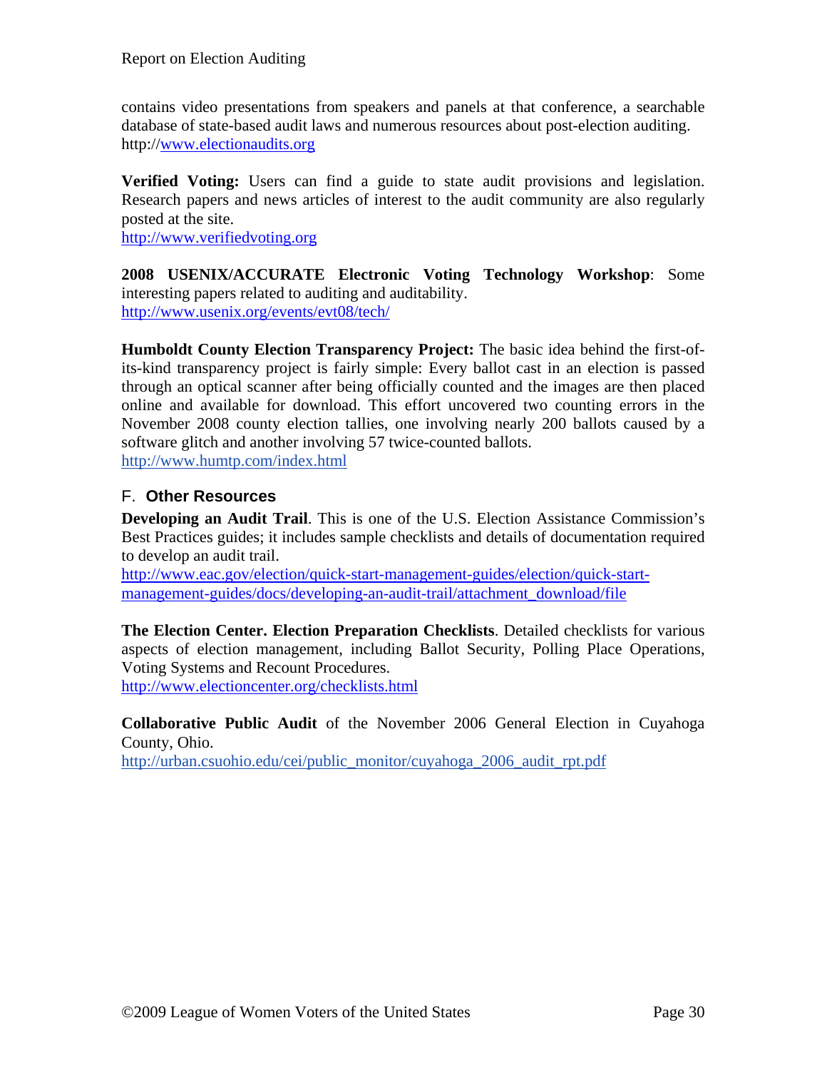contains video presentations from speakers and panels at that conference, a searchable database of state-based audit laws and numerous resources about post-election auditing. http://www.electionaudits.org

**Verified Voting:** Users can find a guide to state audit provisions and legislation. Research papers and news articles of interest to the audit community are also regularly posted at the site.
http://www.verifiedvoting.org

**2008 USENIX/ACCURATE Electronic Voting Technology Workshop**: Some interesting papers related to auditing and auditability.
http://www.usenix.org/events/evt08/tech/

**Humboldt County Election Transparency Project:** The basic idea behind the first-of-its-kind transparency project is fairly simple: Every ballot cast in an election is passed through an optical scanner after being officially counted and the images are then placed online and available for download. This effort uncovered two counting errors in the November 2008 county election tallies, one involving nearly 200 ballots caused by a software glitch and another involving 57 twice-counted ballots.
http://www.humtp.com/index.html

## F. Other Resources

**Developing an Audit Trail**. This is one of the U.S. Election Assistance Commission's Best Practices guides; it includes sample checklists and details of documentation required to develop an audit trail.
http://www.eac.gov/election/quick-start-management-guides/election/quick-start-management-guides/docs/developing-an-audit-trail/attachment_download/file

**The Election Center. Election Preparation Checklists**. Detailed checklists for various aspects of election management, including Ballot Security, Polling Place Operations, Voting Systems and Recount Procedures.
http://www.electioncenter.org/checklists.html

**Collaborative Public Audit** of the November 2006 General Election in Cuyahoga County, Ohio.
http://urban.csuohio.edu/cei/public_monitor/cuyahoga_2006_audit_rpt.pdf